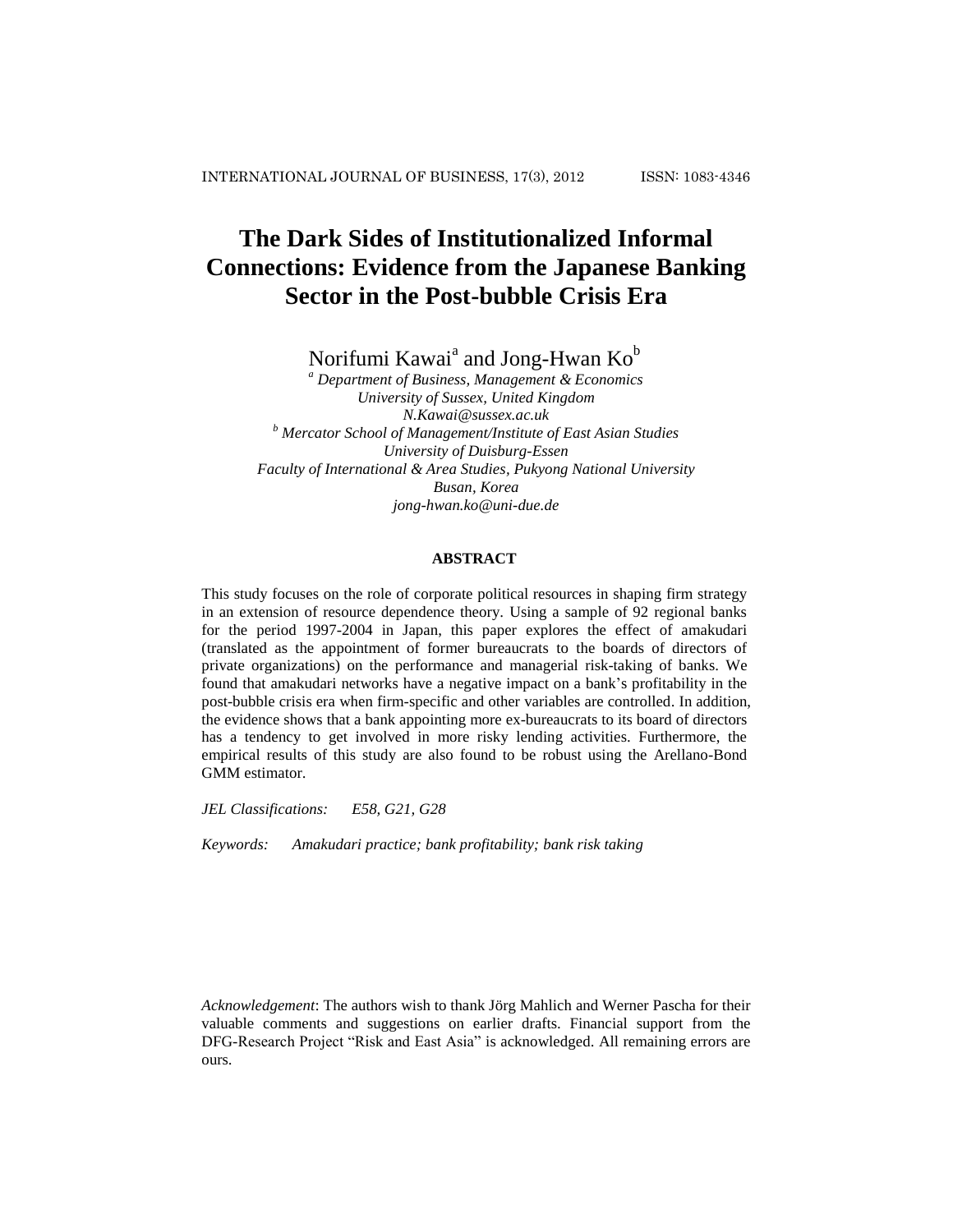# The Dark Sides of Institutionalized Informal Connections: Evidence from the Japanese Banking Sector in the Post-bubble Crisis Era

Norifumi Kawai[a] and Jong-Hwan Ko[b]

[a] *Department of Business, Management & Economics*
*University of Sussex, United Kingdom*
*N.Kawai@sussex.ac.uk*

[b] *Mercator School of Management/Institute of East Asian Studies*
*University of Duisburg-Essen*
*Faculty of International & Area Studies, Pukyong National University*
*Busan, Korea*
*jong-hwan.ko@uni-due.de*

**ABSTRACT**

This study focuses on the role of corporate political resources in shaping firm strategy in an extension of resource dependence theory. Using a sample of 92 regional banks for the period 1997-2004 in Japan, this paper explores the effect of amakudari (translated as the appointment of former bureaucrats to the boards of directors of private organizations) on the performance and managerial risk-taking of banks. We found that amakudari networks have a negative impact on a bank's profitability in the post-bubble crisis era when firm-specific and other variables are controlled. In addition, the evidence shows that a bank appointing more ex-bureaucrats to its board of directors has a tendency to get involved in more risky lending activities. Furthermore, the empirical results of this study are also found to be robust using the Arellano-Bond GMM estimator.

*JEL Classifications: E58, G21, G28*

*Keywords: Amakudari practice; bank profitability; bank risk taking*

*Acknowledgement*: The authors wish to thank Jörg Mahlich and Werner Pascha for their valuable comments and suggestions on earlier drafts. Financial support from the DFG-Research Project "Risk and East Asia" is acknowledged. All remaining errors are ours.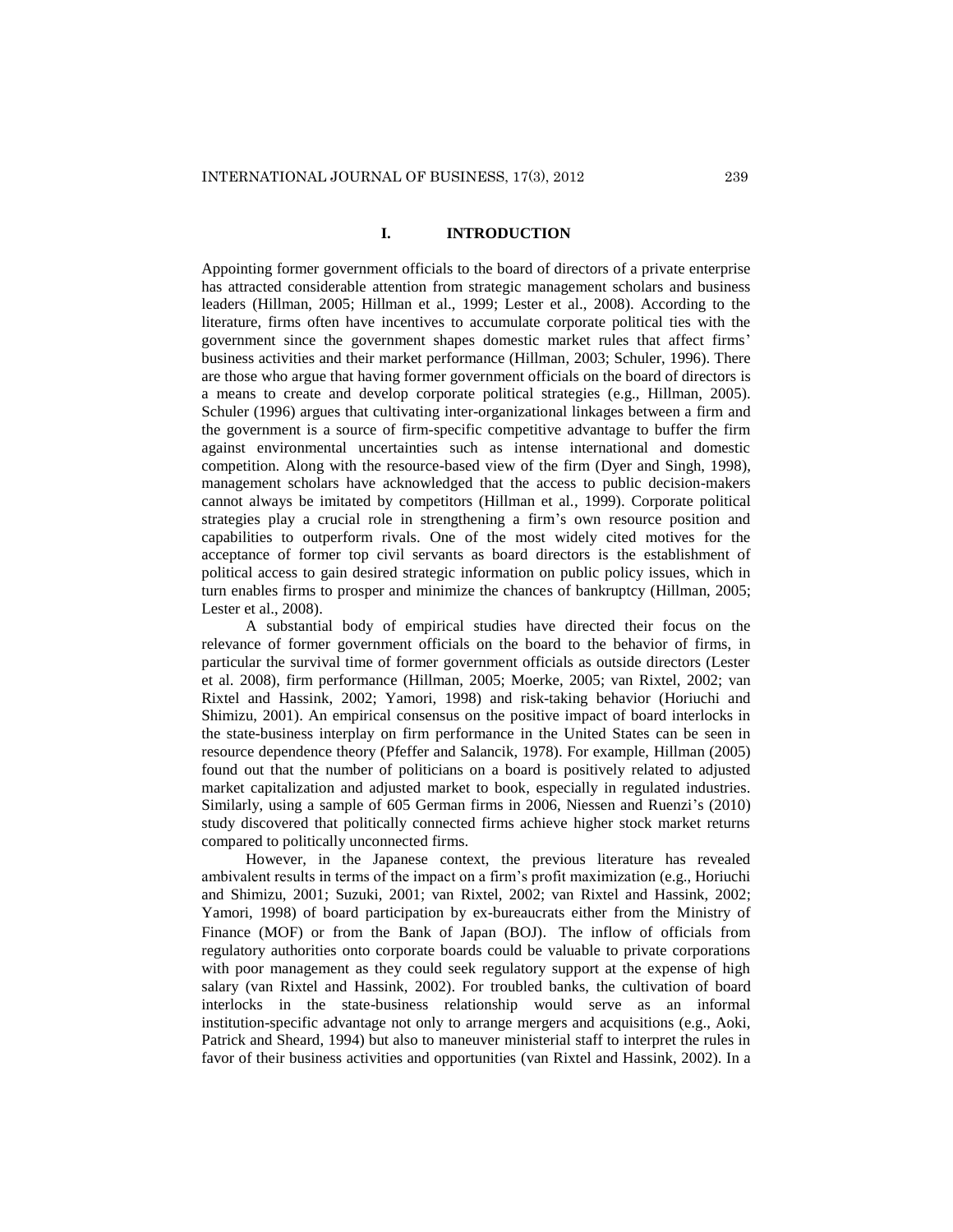## I. INTRODUCTION

Appointing former government officials to the board of directors of a private enterprise has attracted considerable attention from strategic management scholars and business leaders (Hillman, 2005; Hillman et al., 1999; Lester et al., 2008). According to the literature, firms often have incentives to accumulate corporate political ties with the government since the government shapes domestic market rules that affect firms' business activities and their market performance (Hillman, 2003; Schuler, 1996). There are those who argue that having former government officials on the board of directors is a means to create and develop corporate political strategies (e.g., Hillman, 2005). Schuler (1996) argues that cultivating inter-organizational linkages between a firm and the government is a source of firm-specific competitive advantage to buffer the firm against environmental uncertainties such as intense international and domestic competition. Along with the resource-based view of the firm (Dyer and Singh, 1998), management scholars have acknowledged that the access to public decision-makers cannot always be imitated by competitors (Hillman et al., 1999). Corporate political strategies play a crucial role in strengthening a firm's own resource position and capabilities to outperform rivals. One of the most widely cited motives for the acceptance of former top civil servants as board directors is the establishment of political access to gain desired strategic information on public policy issues, which in turn enables firms to prosper and minimize the chances of bankruptcy (Hillman, 2005; Lester et al., 2008).

A substantial body of empirical studies have directed their focus on the relevance of former government officials on the board to the behavior of firms, in particular the survival time of former government officials as outside directors (Lester et al. 2008), firm performance (Hillman, 2005; Moerke, 2005; van Rixtel, 2002; van Rixtel and Hassink, 2002; Yamori, 1998) and risk-taking behavior (Horiuchi and Shimizu, 2001). An empirical consensus on the positive impact of board interlocks in the state-business interplay on firm performance in the United States can be seen in resource dependence theory (Pfeffer and Salancik, 1978). For example, Hillman (2005) found out that the number of politicians on a board is positively related to adjusted market capitalization and adjusted market to book, especially in regulated industries. Similarly, using a sample of 605 German firms in 2006, Niessen and Ruenzi's (2010) study discovered that politically connected firms achieve higher stock market returns compared to politically unconnected firms.

However, in the Japanese context, the previous literature has revealed ambivalent results in terms of the impact on a firm's profit maximization (e.g., Horiuchi and Shimizu, 2001; Suzuki, 2001; van Rixtel, 2002; van Rixtel and Hassink, 2002; Yamori, 1998) of board participation by ex-bureaucrats either from the Ministry of Finance (MOF) or from the Bank of Japan (BOJ). The inflow of officials from regulatory authorities onto corporate boards could be valuable to private corporations with poor management as they could seek regulatory support at the expense of high salary (van Rixtel and Hassink, 2002). For troubled banks, the cultivation of board interlocks in the state-business relationship would serve as an informal institution-specific advantage not only to arrange mergers and acquisitions (e.g., Aoki, Patrick and Sheard, 1994) but also to maneuver ministerial staff to interpret the rules in favor of their business activities and opportunities (van Rixtel and Hassink, 2002). In a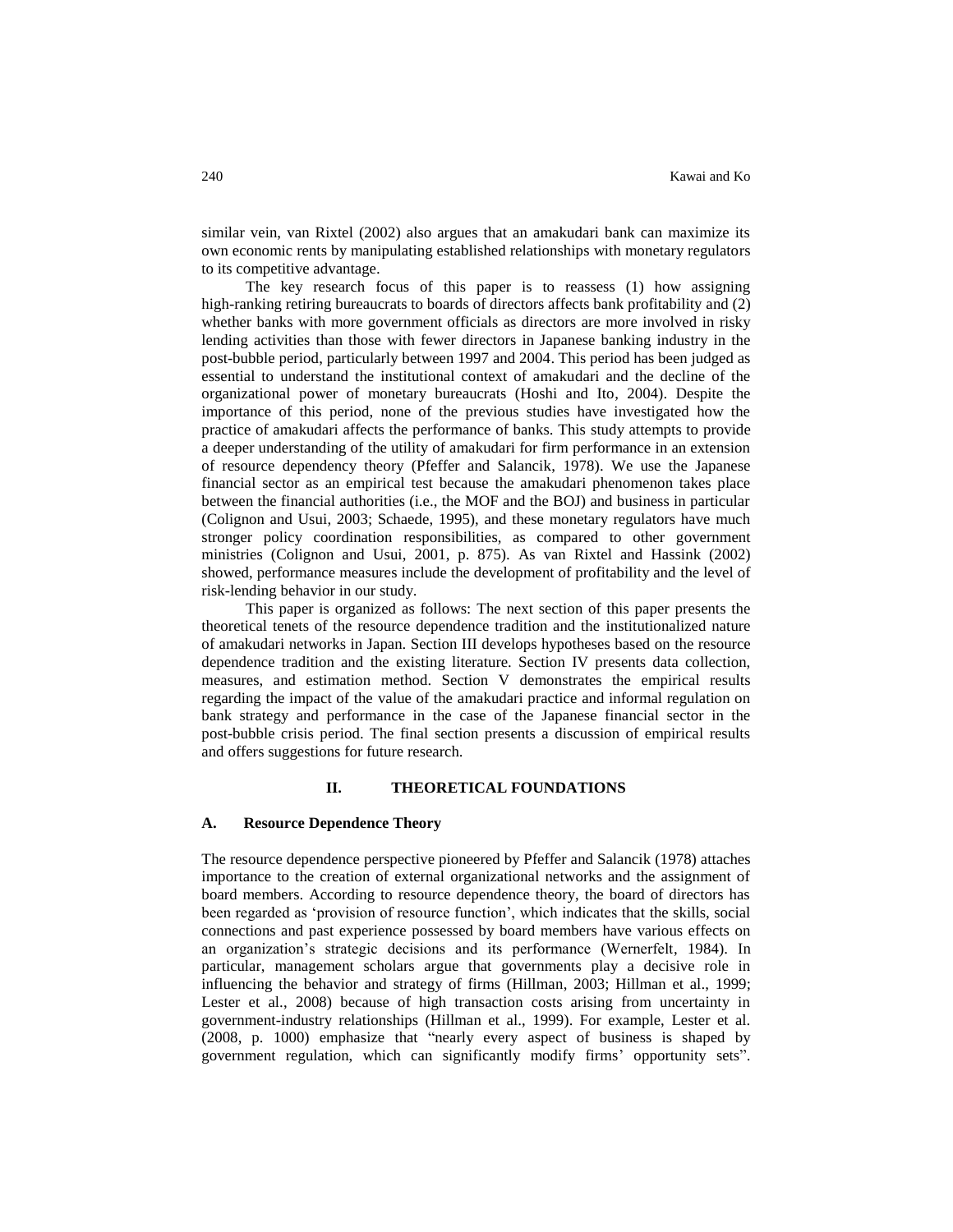similar vein, van Rixtel (2002) also argues that an amakudari bank can maximize its own economic rents by manipulating established relationships with monetary regulators to its competitive advantage.

The key research focus of this paper is to reassess (1) how assigning high-ranking retiring bureaucrats to boards of directors affects bank profitability and (2) whether banks with more government officials as directors are more involved in risky lending activities than those with fewer directors in Japanese banking industry in the post-bubble period, particularly between 1997 and 2004. This period has been judged as essential to understand the institutional context of amakudari and the decline of the organizational power of monetary bureaucrats (Hoshi and Ito, 2004). Despite the importance of this period, none of the previous studies have investigated how the practice of amakudari affects the performance of banks. This study attempts to provide a deeper understanding of the utility of amakudari for firm performance in an extension of resource dependency theory (Pfeffer and Salancik, 1978). We use the Japanese financial sector as an empirical test because the amakudari phenomenon takes place between the financial authorities (i.e., the MOF and the BOJ) and business in particular (Colignon and Usui, 2003; Schaede, 1995), and these monetary regulators have much stronger policy coordination responsibilities, as compared to other government ministries (Colignon and Usui, 2001, p. 875). As van Rixtel and Hassink (2002) showed, performance measures include the development of profitability and the level of risk-lending behavior in our study.

This paper is organized as follows: The next section of this paper presents the theoretical tenets of the resource dependence tradition and the institutionalized nature of amakudari networks in Japan. Section III develops hypotheses based on the resource dependence tradition and the existing literature. Section IV presents data collection, measures, and estimation method. Section V demonstrates the empirical results regarding the impact of the value of the amakudari practice and informal regulation on bank strategy and performance in the case of the Japanese financial sector in the post-bubble crisis period. The final section presents a discussion of empirical results and offers suggestions for future research.

## II. THEORETICAL FOUNDATIONS

### A. Resource Dependence Theory

The resource dependence perspective pioneered by Pfeffer and Salancik (1978) attaches importance to the creation of external organizational networks and the assignment of board members. According to resource dependence theory, the board of directors has been regarded as 'provision of resource function', which indicates that the skills, social connections and past experience possessed by board members have various effects on an organization's strategic decisions and its performance (Wernerfelt, 1984). In particular, management scholars argue that governments play a decisive role in influencing the behavior and strategy of firms (Hillman, 2003; Hillman et al., 1999; Lester et al., 2008) because of high transaction costs arising from uncertainty in government-industry relationships (Hillman et al., 1999). For example, Lester et al. (2008, p. 1000) emphasize that "nearly every aspect of business is shaped by government regulation, which can significantly modify firms' opportunity sets".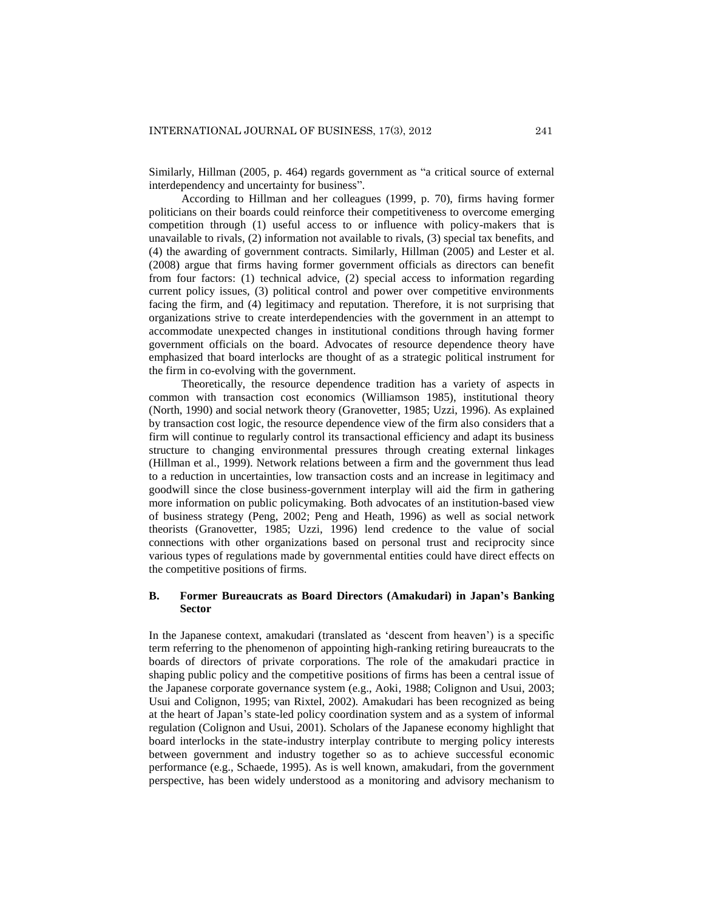Similarly, Hillman (2005, p. 464) regards government as "a critical source of external interdependency and uncertainty for business".

According to Hillman and her colleagues (1999, p. 70), firms having former politicians on their boards could reinforce their competitiveness to overcome emerging competition through (1) useful access to or influence with policy-makers that is unavailable to rivals, (2) information not available to rivals, (3) special tax benefits, and (4) the awarding of government contracts. Similarly, Hillman (2005) and Lester et al. (2008) argue that firms having former government officials as directors can benefit from four factors: (1) technical advice, (2) special access to information regarding current policy issues, (3) political control and power over competitive environments facing the firm, and (4) legitimacy and reputation. Therefore, it is not surprising that organizations strive to create interdependencies with the government in an attempt to accommodate unexpected changes in institutional conditions through having former government officials on the board. Advocates of resource dependence theory have emphasized that board interlocks are thought of as a strategic political instrument for the firm in co-evolving with the government.

Theoretically, the resource dependence tradition has a variety of aspects in common with transaction cost economics (Williamson 1985), institutional theory (North, 1990) and social network theory (Granovetter, 1985; Uzzi, 1996). As explained by transaction cost logic, the resource dependence view of the firm also considers that a firm will continue to regularly control its transactional efficiency and adapt its business structure to changing environmental pressures through creating external linkages (Hillman et al., 1999). Network relations between a firm and the government thus lead to a reduction in uncertainties, low transaction costs and an increase in legitimacy and goodwill since the close business-government interplay will aid the firm in gathering more information on public policymaking. Both advocates of an institution-based view of business strategy (Peng, 2002; Peng and Heath, 1996) as well as social network theorists (Granovetter, 1985; Uzzi, 1996) lend credence to the value of social connections with other organizations based on personal trust and reciprocity since various types of regulations made by governmental entities could have direct effects on the competitive positions of firms.

### B. Former Bureaucrats as Board Directors (Amakudari) in Japan's Banking Sector

In the Japanese context, amakudari (translated as 'descent from heaven') is a specific term referring to the phenomenon of appointing high-ranking retiring bureaucrats to the boards of directors of private corporations. The role of the amakudari practice in shaping public policy and the competitive positions of firms has been a central issue of the Japanese corporate governance system (e.g., Aoki, 1988; Colignon and Usui, 2003; Usui and Colignon, 1995; van Rixtel, 2002). Amakudari has been recognized as being at the heart of Japan's state-led policy coordination system and as a system of informal regulation (Colignon and Usui, 2001). Scholars of the Japanese economy highlight that board interlocks in the state-industry interplay contribute to merging policy interests between government and industry together so as to achieve successful economic performance (e.g., Schaede, 1995). As is well known, amakudari, from the government perspective, has been widely understood as a monitoring and advisory mechanism to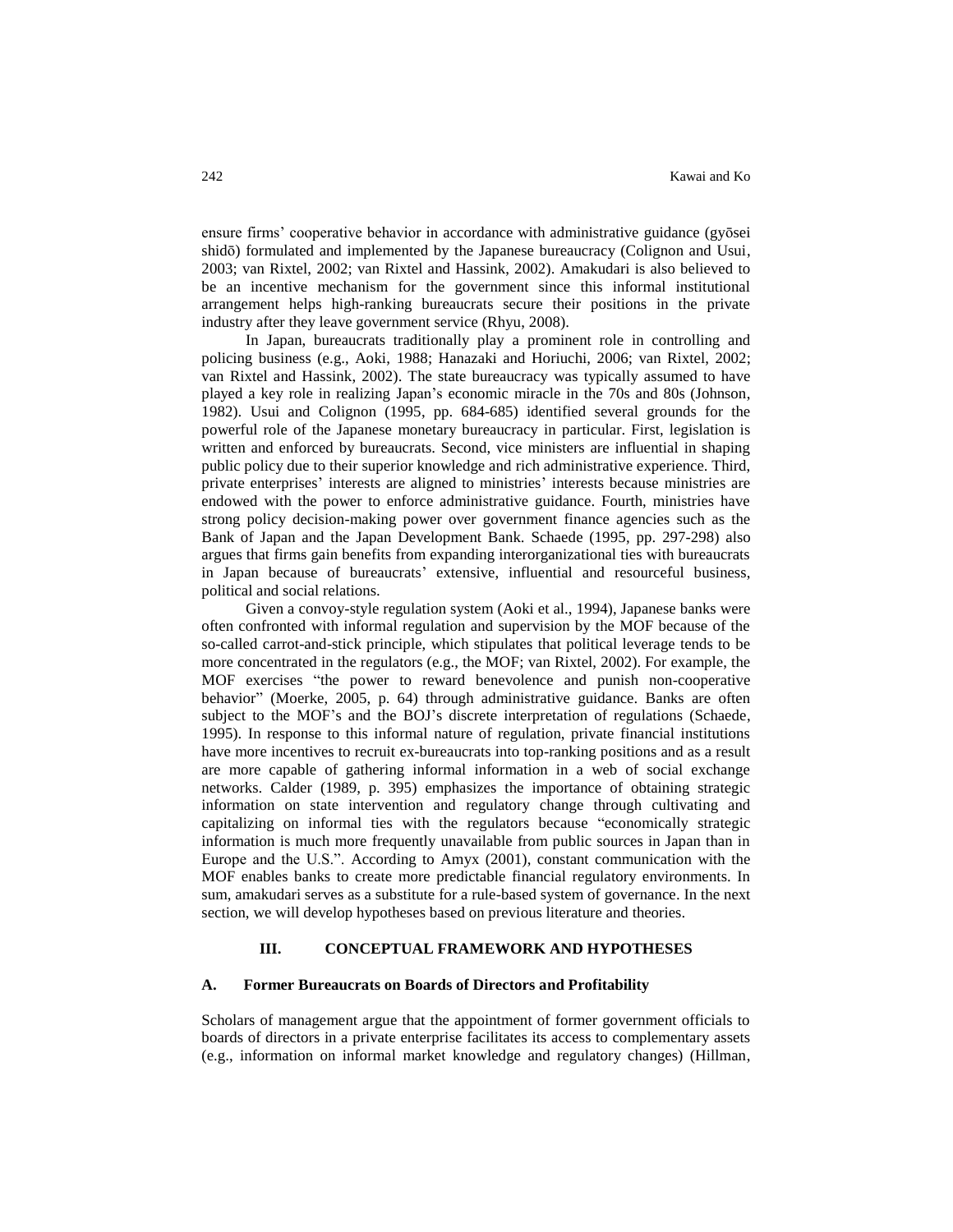ensure firms' cooperative behavior in accordance with administrative guidance (gyōsei shidō) formulated and implemented by the Japanese bureaucracy (Colignon and Usui, 2003; van Rixtel, 2002; van Rixtel and Hassink, 2002). Amakudari is also believed to be an incentive mechanism for the government since this informal institutional arrangement helps high-ranking bureaucrats secure their positions in the private industry after they leave government service (Rhyu, 2008).

In Japan, bureaucrats traditionally play a prominent role in controlling and policing business (e.g., Aoki, 1988; Hanazaki and Horiuchi, 2006; van Rixtel, 2002; van Rixtel and Hassink, 2002). The state bureaucracy was typically assumed to have played a key role in realizing Japan's economic miracle in the 70s and 80s (Johnson, 1982). Usui and Colignon (1995, pp. 684-685) identified several grounds for the powerful role of the Japanese monetary bureaucracy in particular. First, legislation is written and enforced by bureaucrats. Second, vice ministers are influential in shaping public policy due to their superior knowledge and rich administrative experience. Third, private enterprises' interests are aligned to ministries' interests because ministries are endowed with the power to enforce administrative guidance. Fourth, ministries have strong policy decision-making power over government finance agencies such as the Bank of Japan and the Japan Development Bank. Schaede (1995, pp. 297-298) also argues that firms gain benefits from expanding interorganizational ties with bureaucrats in Japan because of bureaucrats' extensive, influential and resourceful business, political and social relations.

Given a convoy-style regulation system (Aoki et al., 1994), Japanese banks were often confronted with informal regulation and supervision by the MOF because of the so-called carrot-and-stick principle, which stipulates that political leverage tends to be more concentrated in the regulators (e.g., the MOF; van Rixtel, 2002). For example, the MOF exercises "the power to reward benevolence and punish non-cooperative behavior" (Moerke, 2005, p. 64) through administrative guidance. Banks are often subject to the MOF's and the BOJ's discrete interpretation of regulations (Schaede, 1995). In response to this informal nature of regulation, private financial institutions have more incentives to recruit ex-bureaucrats into top-ranking positions and as a result are more capable of gathering informal information in a web of social exchange networks. Calder (1989, p. 395) emphasizes the importance of obtaining strategic information on state intervention and regulatory change through cultivating and capitalizing on informal ties with the regulators because "economically strategic information is much more frequently unavailable from public sources in Japan than in Europe and the U.S.". According to Amyx (2001), constant communication with the MOF enables banks to create more predictable financial regulatory environments. In sum, amakudari serves as a substitute for a rule-based system of governance. In the next section, we will develop hypotheses based on previous literature and theories.

## III. CONCEPTUAL FRAMEWORK AND HYPOTHESES

### A. Former Bureaucrats on Boards of Directors and Profitability

Scholars of management argue that the appointment of former government officials to boards of directors in a private enterprise facilitates its access to complementary assets (e.g., information on informal market knowledge and regulatory changes) (Hillman,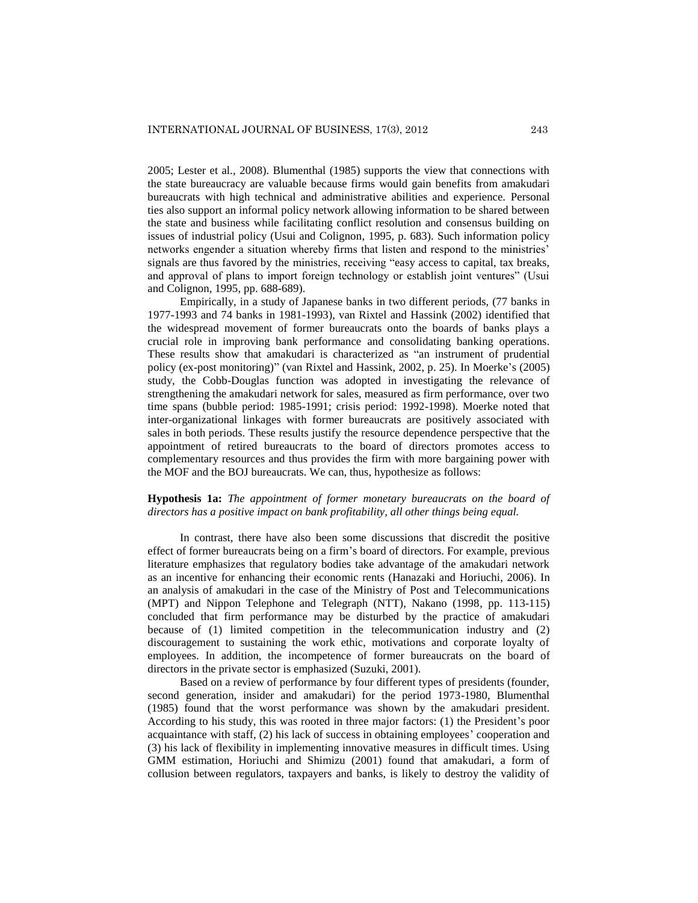2005; Lester et al., 2008). Blumenthal (1985) supports the view that connections with the state bureaucracy are valuable because firms would gain benefits from amakudari bureaucrats with high technical and administrative abilities and experience. Personal ties also support an informal policy network allowing information to be shared between the state and business while facilitating conflict resolution and consensus building on issues of industrial policy (Usui and Colignon, 1995, p. 683). Such information policy networks engender a situation whereby firms that listen and respond to the ministries' signals are thus favored by the ministries, receiving "easy access to capital, tax breaks, and approval of plans to import foreign technology or establish joint ventures" (Usui and Colignon, 1995, pp. 688-689).

Empirically, in a study of Japanese banks in two different periods, (77 banks in 1977-1993 and 74 banks in 1981-1993), van Rixtel and Hassink (2002) identified that the widespread movement of former bureaucrats onto the boards of banks plays a crucial role in improving bank performance and consolidating banking operations. These results show that amakudari is characterized as "an instrument of prudential policy (ex-post monitoring)" (van Rixtel and Hassink, 2002, p. 25). In Moerke's (2005) study, the Cobb-Douglas function was adopted in investigating the relevance of strengthening the amakudari network for sales, measured as firm performance, over two time spans (bubble period: 1985-1991; crisis period: 1992-1998). Moerke noted that inter-organizational linkages with former bureaucrats are positively associated with sales in both periods. These results justify the resource dependence perspective that the appointment of retired bureaucrats to the board of directors promotes access to complementary resources and thus provides the firm with more bargaining power with the MOF and the BOJ bureaucrats. We can, thus, hypothesize as follows:

**Hypothesis 1a:** *The appointment of former monetary bureaucrats on the board of directors has a positive impact on bank profitability, all other things being equal.*

In contrast, there have also been some discussions that discredit the positive effect of former bureaucrats being on a firm's board of directors. For example, previous literature emphasizes that regulatory bodies take advantage of the amakudari network as an incentive for enhancing their economic rents (Hanazaki and Horiuchi, 2006). In an analysis of amakudari in the case of the Ministry of Post and Telecommunications (MPT) and Nippon Telephone and Telegraph (NTT), Nakano (1998, pp. 113-115) concluded that firm performance may be disturbed by the practice of amakudari because of (1) limited competition in the telecommunication industry and (2) discouragement to sustaining the work ethic, motivations and corporate loyalty of employees. In addition, the incompetence of former bureaucrats on the board of directors in the private sector is emphasized (Suzuki, 2001).

Based on a review of performance by four different types of presidents (founder, second generation, insider and amakudari) for the period 1973-1980, Blumenthal (1985) found that the worst performance was shown by the amakudari president. According to his study, this was rooted in three major factors: (1) the President's poor acquaintance with staff, (2) his lack of success in obtaining employees' cooperation and (3) his lack of flexibility in implementing innovative measures in difficult times. Using GMM estimation, Horiuchi and Shimizu (2001) found that amakudari, a form of collusion between regulators, taxpayers and banks, is likely to destroy the validity of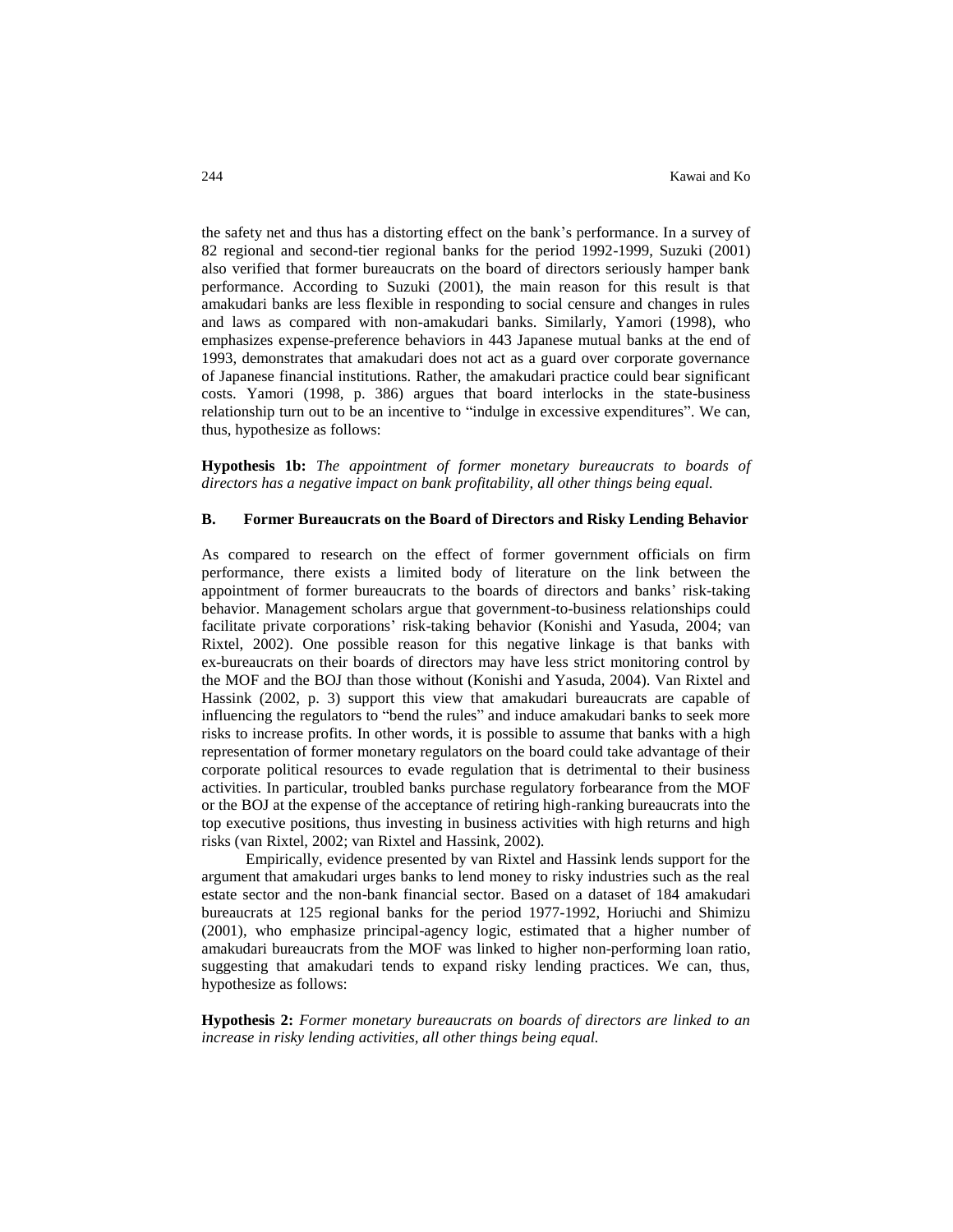the safety net and thus has a distorting effect on the bank's performance. In a survey of 82 regional and second-tier regional banks for the period 1992-1999, Suzuki (2001) also verified that former bureaucrats on the board of directors seriously hamper bank performance. According to Suzuki (2001), the main reason for this result is that amakudari banks are less flexible in responding to social censure and changes in rules and laws as compared with non-amakudari banks. Similarly, Yamori (1998), who emphasizes expense-preference behaviors in 443 Japanese mutual banks at the end of 1993, demonstrates that amakudari does not act as a guard over corporate governance of Japanese financial institutions. Rather, the amakudari practice could bear significant costs. Yamori (1998, p. 386) argues that board interlocks in the state-business relationship turn out to be an incentive to "indulge in excessive expenditures". We can, thus, hypothesize as follows:

**Hypothesis 1b:** *The appointment of former monetary bureaucrats to boards of directors has a negative impact on bank profitability, all other things being equal.*

### B. Former Bureaucrats on the Board of Directors and Risky Lending Behavior

As compared to research on the effect of former government officials on firm performance, there exists a limited body of literature on the link between the appointment of former bureaucrats to the boards of directors and banks' risk-taking behavior. Management scholars argue that government-to-business relationships could facilitate private corporations' risk-taking behavior (Konishi and Yasuda, 2004; van Rixtel, 2002). One possible reason for this negative linkage is that banks with ex-bureaucrats on their boards of directors may have less strict monitoring control by the MOF and the BOJ than those without (Konishi and Yasuda, 2004). Van Rixtel and Hassink (2002, p. 3) support this view that amakudari bureaucrats are capable of influencing the regulators to "bend the rules" and induce amakudari banks to seek more risks to increase profits. In other words, it is possible to assume that banks with a high representation of former monetary regulators on the board could take advantage of their corporate political resources to evade regulation that is detrimental to their business activities. In particular, troubled banks purchase regulatory forbearance from the MOF or the BOJ at the expense of the acceptance of retiring high-ranking bureaucrats into the top executive positions, thus investing in business activities with high returns and high risks (van Rixtel, 2002; van Rixtel and Hassink, 2002).

Empirically, evidence presented by van Rixtel and Hassink lends support for the argument that amakudari urges banks to lend money to risky industries such as the real estate sector and the non-bank financial sector. Based on a dataset of 184 amakudari bureaucrats at 125 regional banks for the period 1977-1992, Horiuchi and Shimizu (2001), who emphasize principal-agency logic, estimated that a higher number of amakudari bureaucrats from the MOF was linked to higher non-performing loan ratio, suggesting that amakudari tends to expand risky lending practices. We can, thus, hypothesize as follows:

**Hypothesis 2:** *Former monetary bureaucrats on boards of directors are linked to an increase in risky lending activities, all other things being equal.*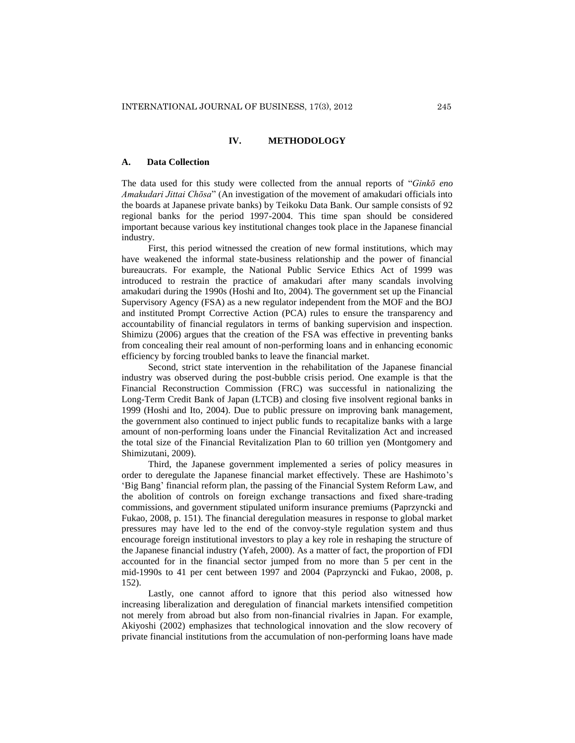## IV. METHODOLOGY

### A. Data Collection

The data used for this study were collected from the annual reports of "*Ginkō eno Amakudari Jittai Chōsa*" (An investigation of the movement of amakudari officials into the boards at Japanese private banks) by Teikoku Data Bank. Our sample consists of 92 regional banks for the period 1997-2004. This time span should be considered important because various key institutional changes took place in the Japanese financial industry.

First, this period witnessed the creation of new formal institutions, which may have weakened the informal state-business relationship and the power of financial bureaucrats. For example, the National Public Service Ethics Act of 1999 was introduced to restrain the practice of amakudari after many scandals involving amakudari during the 1990s (Hoshi and Ito, 2004). The government set up the Financial Supervisory Agency (FSA) as a new regulator independent from the MOF and the BOJ and instituted Prompt Corrective Action (PCA) rules to ensure the transparency and accountability of financial regulators in terms of banking supervision and inspection. Shimizu (2006) argues that the creation of the FSA was effective in preventing banks from concealing their real amount of non-performing loans and in enhancing economic efficiency by forcing troubled banks to leave the financial market.

Second, strict state intervention in the rehabilitation of the Japanese financial industry was observed during the post-bubble crisis period. One example is that the Financial Reconstruction Commission (FRC) was successful in nationalizing the Long-Term Credit Bank of Japan (LTCB) and closing five insolvent regional banks in 1999 (Hoshi and Ito, 2004). Due to public pressure on improving bank management, the government also continued to inject public funds to recapitalize banks with a large amount of non-performing loans under the Financial Revitalization Act and increased the total size of the Financial Revitalization Plan to 60 trillion yen (Montgomery and Shimizutani, 2009).

Third, the Japanese government implemented a series of policy measures in order to deregulate the Japanese financial market effectively. These are Hashimoto's 'Big Bang' financial reform plan, the passing of the Financial System Reform Law, and the abolition of controls on foreign exchange transactions and fixed share-trading commissions, and government stipulated uniform insurance premiums (Paprzyncki and Fukao, 2008, p. 151). The financial deregulation measures in response to global market pressures may have led to the end of the convoy-style regulation system and thus encourage foreign institutional investors to play a key role in reshaping the structure of the Japanese financial industry (Yafeh, 2000). As a matter of fact, the proportion of FDI accounted for in the financial sector jumped from no more than 5 per cent in the mid-1990s to 41 per cent between 1997 and 2004 (Paprzyncki and Fukao, 2008, p. 152).

Lastly, one cannot afford to ignore that this period also witnessed how increasing liberalization and deregulation of financial markets intensified competition not merely from abroad but also from non-financial rivalries in Japan. For example, Akiyoshi (2002) emphasizes that technological innovation and the slow recovery of private financial institutions from the accumulation of non-performing loans have made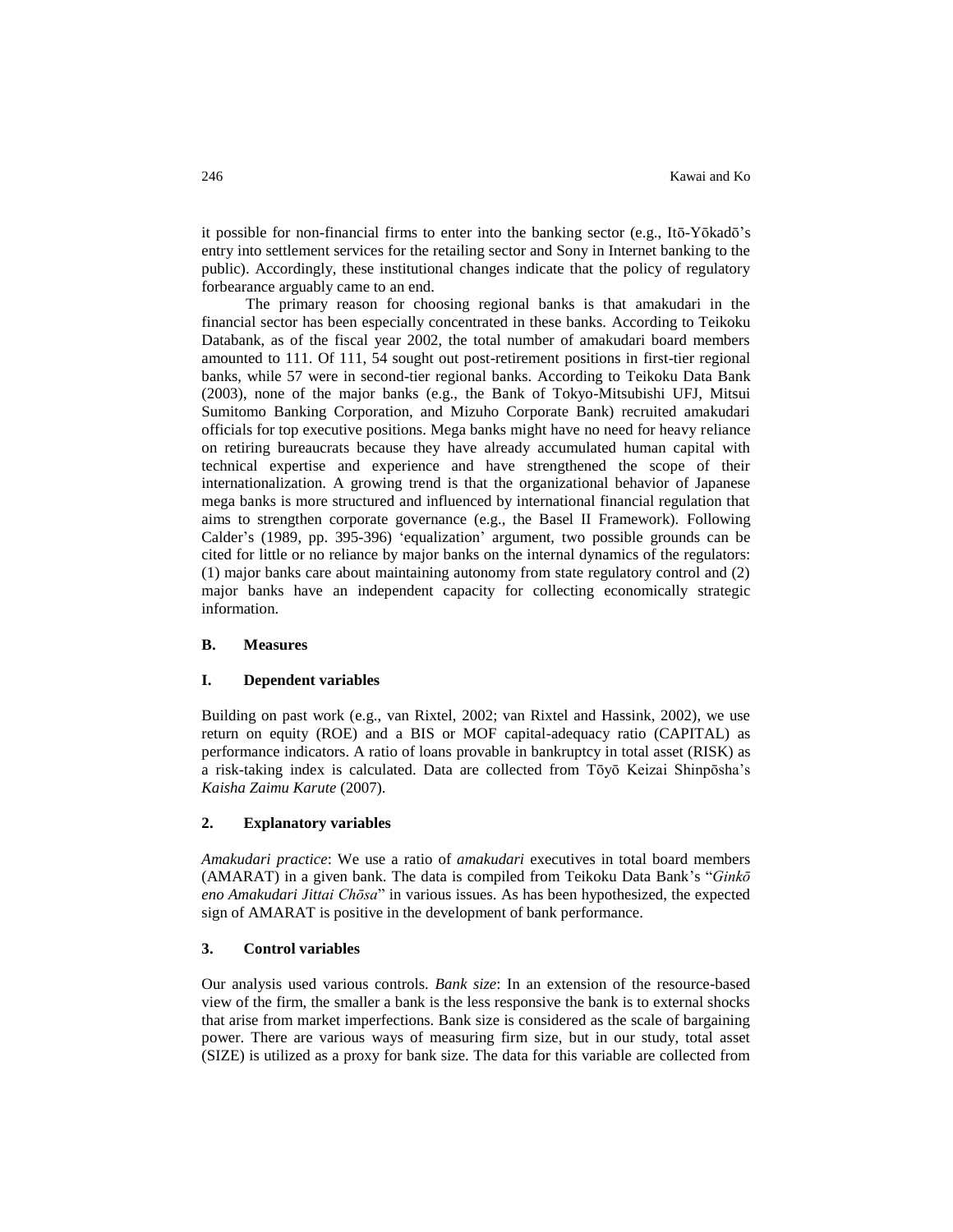it possible for non-financial firms to enter into the banking sector (e.g., Itō-Yōkadō's entry into settlement services for the retailing sector and Sony in Internet banking to the public). Accordingly, these institutional changes indicate that the policy of regulatory forbearance arguably came to an end.

The primary reason for choosing regional banks is that amakudari in the financial sector has been especially concentrated in these banks. According to Teikoku Databank, as of the fiscal year 2002, the total number of amakudari board members amounted to 111. Of 111, 54 sought out post-retirement positions in first-tier regional banks, while 57 were in second-tier regional banks. According to Teikoku Data Bank (2003), none of the major banks (e.g., the Bank of Tokyo-Mitsubishi UFJ, Mitsui Sumitomo Banking Corporation, and Mizuho Corporate Bank) recruited amakudari officials for top executive positions. Mega banks might have no need for heavy reliance on retiring bureaucrats because they have already accumulated human capital with technical expertise and experience and have strengthened the scope of their internationalization. A growing trend is that the organizational behavior of Japanese mega banks is more structured and influenced by international financial regulation that aims to strengthen corporate governance (e.g., the Basel II Framework). Following Calder's (1989, pp. 395-396) 'equalization' argument, two possible grounds can be cited for little or no reliance by major banks on the internal dynamics of the regulators: (1) major banks care about maintaining autonomy from state regulatory control and (2) major banks have an independent capacity for collecting economically strategic information.

### B. Measures

#### I. Dependent variables

Building on past work (e.g., van Rixtel, 2002; van Rixtel and Hassink, 2002), we use return on equity (ROE) and a BIS or MOF capital-adequacy ratio (CAPITAL) as performance indicators. A ratio of loans provable in bankruptcy in total asset (RISK) as a risk-taking index is calculated. Data are collected from Tōyō Keizai Shinpōsha's *Kaisha Zaimu Karute* (2007).

#### 2. Explanatory variables

*Amakudari practice*: We use a ratio of *amakudari* executives in total board members (AMARAT) in a given bank. The data is compiled from Teikoku Data Bank's "*Ginkō eno Amakudari Jittai Chōsa*" in various issues. As has been hypothesized, the expected sign of AMARAT is positive in the development of bank performance.

#### 3. Control variables

Our analysis used various controls. *Bank size*: In an extension of the resource-based view of the firm, the smaller a bank is the less responsive the bank is to external shocks that arise from market imperfections. Bank size is considered as the scale of bargaining power. There are various ways of measuring firm size, but in our study, total asset (SIZE) is utilized as a proxy for bank size. The data for this variable are collected from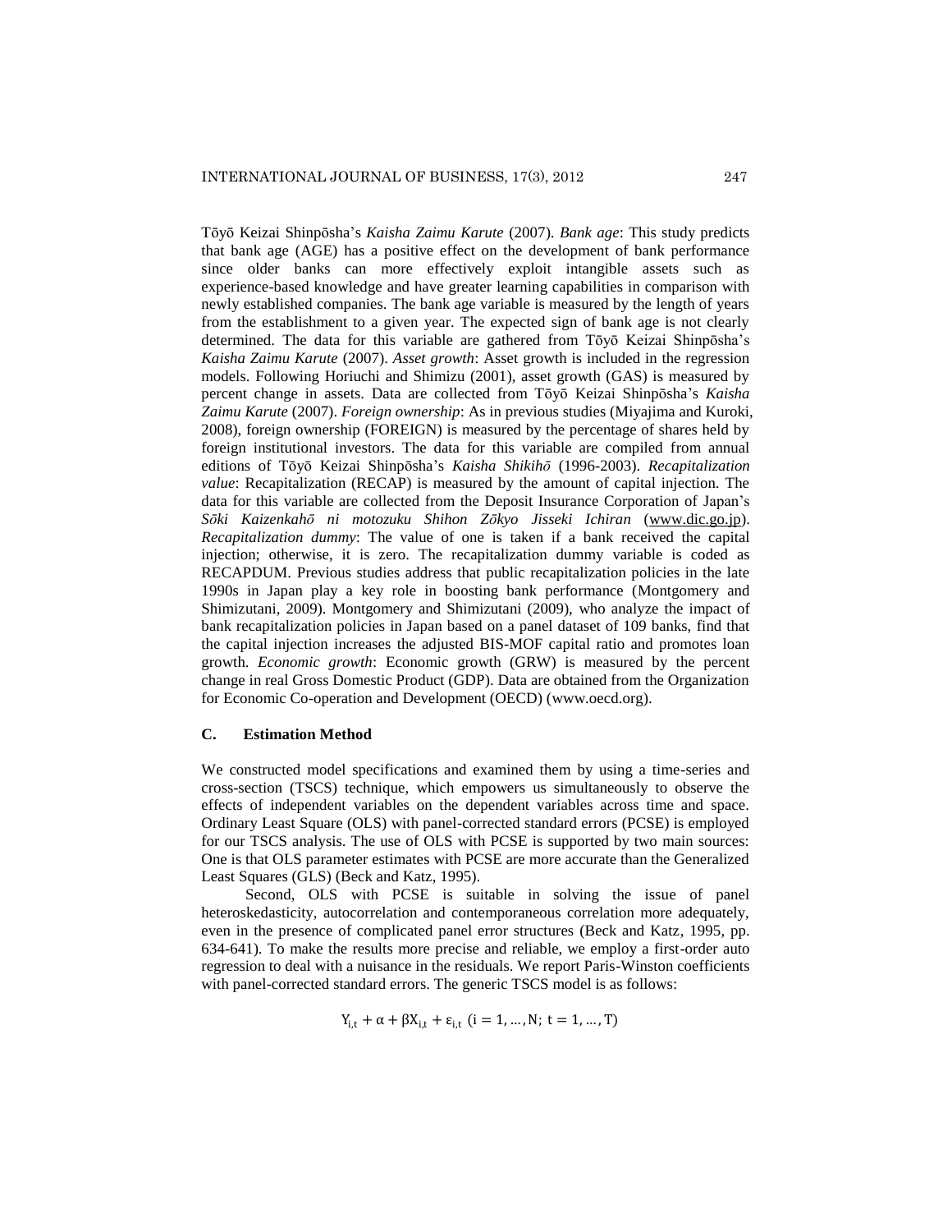Tōyō Keizai Shinpōsha's *Kaisha Zaimu Karute* (2007). *Bank age*: This study predicts that bank age (AGE) has a positive effect on the development of bank performance since older banks can more effectively exploit intangible assets such as experience-based knowledge and have greater learning capabilities in comparison with newly established companies. The bank age variable is measured by the length of years from the establishment to a given year. The expected sign of bank age is not clearly determined. The data for this variable are gathered from Tōyō Keizai Shinpōsha's *Kaisha Zaimu Karute* (2007). *Asset growth*: Asset growth is included in the regression models. Following Horiuchi and Shimizu (2001), asset growth (GAS) is measured by percent change in assets. Data are collected from Tōyō Keizai Shinpōsha's *Kaisha Zaimu Karute* (2007). *Foreign ownership*: As in previous studies (Miyajima and Kuroki, 2008), foreign ownership (FOREIGN) is measured by the percentage of shares held by foreign institutional investors. The data for this variable are compiled from annual editions of Tōyō Keizai Shinpōsha's *Kaisha Shikihō* (1996-2003). *Recapitalization value*: Recapitalization (RECAP) is measured by the amount of capital injection. The data for this variable are collected from the Deposit Insurance Corporation of Japan's *Sōki Kaizenkahō ni motozuku Shihon Zōkyo Jisseki Ichiran* (www.dic.go.jp). *Recapitalization dummy*: The value of one is taken if a bank received the capital injection; otherwise, it is zero. The recapitalization dummy variable is coded as RECAPDUM. Previous studies address that public recapitalization policies in the late 1990s in Japan play a key role in boosting bank performance (Montgomery and Shimizutani, 2009). Montgomery and Shimizutani (2009), who analyze the impact of bank recapitalization policies in Japan based on a panel dataset of 109 banks, find that the capital injection increases the adjusted BIS-MOF capital ratio and promotes loan growth. *Economic growth*: Economic growth (GRW) is measured by the percent change in real Gross Domestic Product (GDP). Data are obtained from the Organization for Economic Co-operation and Development (OECD) (www.oecd.org).

### C. Estimation Method

We constructed model specifications and examined them by using a time-series and cross-section (TSCS) technique, which empowers us simultaneously to observe the effects of independent variables on the dependent variables across time and space. Ordinary Least Square (OLS) with panel-corrected standard errors (PCSE) is employed for our TSCS analysis. The use of OLS with PCSE is supported by two main sources: One is that OLS parameter estimates with PCSE are more accurate than the Generalized Least Squares (GLS) (Beck and Katz, 1995).

Second, OLS with PCSE is suitable in solving the issue of panel heteroskedasticity, autocorrelation and contemporaneous correlation more adequately, even in the presence of complicated panel error structures (Beck and Katz, 1995, pp. 634-641). To make the results more precise and reliable, we employ a first-order auto regression to deal with a nuisance in the residuals. We report Paris-Winston coefficients with panel-corrected standard errors. The generic TSCS model is as follows:

$$Y_{i,t} + \alpha + \beta X_{i,t} + \varepsilon_{i,t} \ (i = 1, \ldots, N; \ t = 1, \ldots, T)$$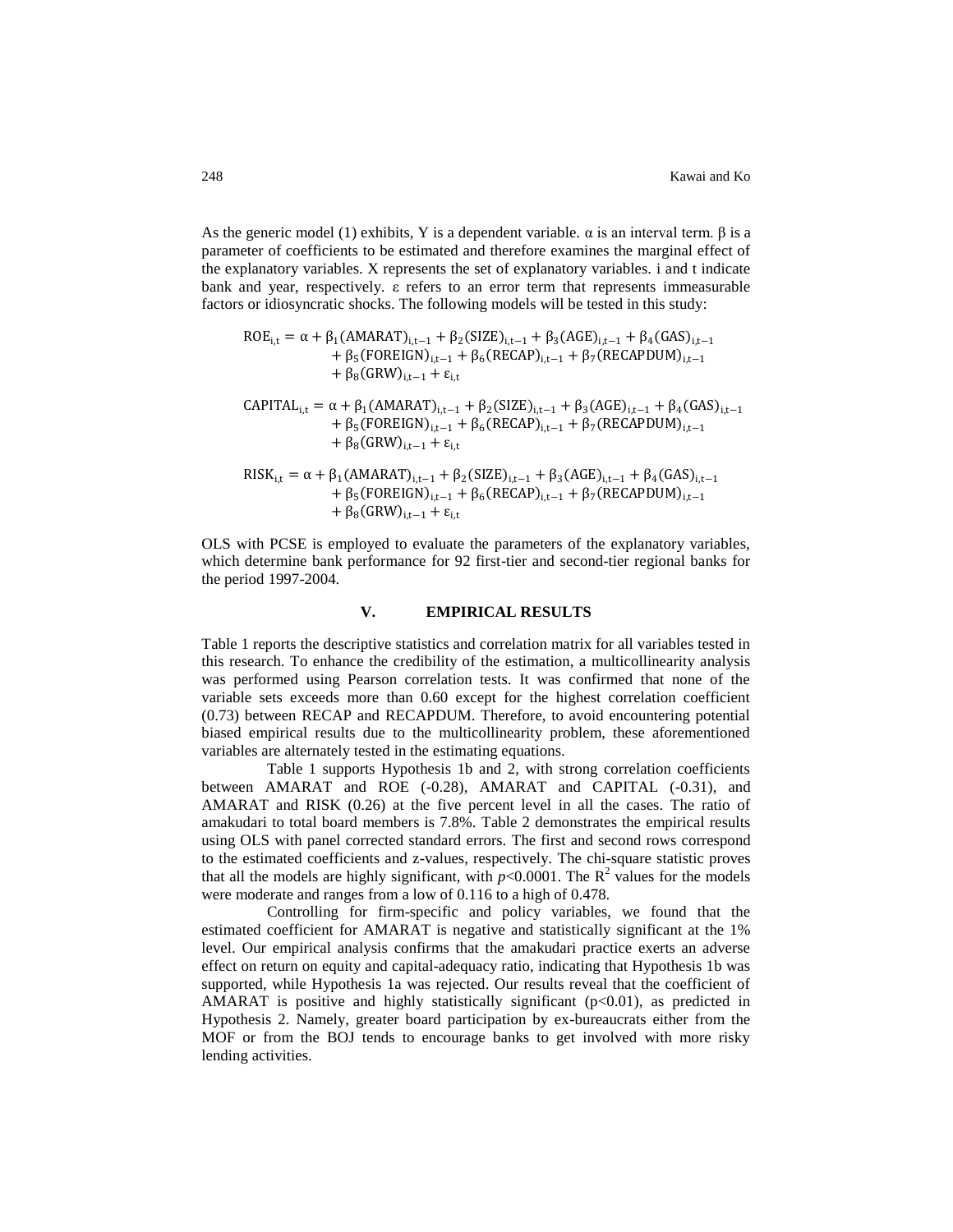As the generic model (1) exhibits, Y is a dependent variable. α is an interval term. β is a parameter of coefficients to be estimated and therefore examines the marginal effect of the explanatory variables. X represents the set of explanatory variables. i and t indicate bank and year, respectively. ε refers to an error term that represents immeasurable factors or idiosyncratic shocks. The following models will be tested in this study:

$$\begin{aligned}\mathrm{ROE}_{i,t} = \alpha &+ \beta_1(\mathrm{AMARAT})_{i,t-1} + \beta_2(\mathrm{SIZE})_{i,t-1} + \beta_3(\mathrm{AGE})_{i,t-1} + \beta_4(\mathrm{GAS})_{i,t-1} \\ &+ \beta_5(\mathrm{FOREIGN})_{i,t-1} + \beta_6(\mathrm{RECAP})_{i,t-1} + \beta_7(\mathrm{RECAPDUM})_{i,t-1} \\ &+ \beta_8(\mathrm{GRW})_{i,t-1} + \varepsilon_{i,t}\end{aligned}$$

$$\begin{aligned}\mathrm{CAPITAL}_{i,t} = \alpha &+ \beta_1(\mathrm{AMARAT})_{i,t-1} + \beta_2(\mathrm{SIZE})_{i,t-1} + \beta_3(\mathrm{AGE})_{i,t-1} + \beta_4(\mathrm{GAS})_{i,t-1} \\ &+ \beta_5(\mathrm{FOREIGN})_{i,t-1} + \beta_6(\mathrm{RECAP})_{i,t-1} + \beta_7(\mathrm{RECAPDUM})_{i,t-1} \\ &+ \beta_8(\mathrm{GRW})_{i,t-1} + \varepsilon_{i,t}\end{aligned}$$

$$\begin{aligned}\mathrm{RISK}_{i,t} = \alpha &+ \beta_1(\mathrm{AMARAT})_{i,t-1} + \beta_2(\mathrm{SIZE})_{i,t-1} + \beta_3(\mathrm{AGE})_{i,t-1} + \beta_4(\mathrm{GAS})_{i,t-1} \\ &+ \beta_5(\mathrm{FOREIGN})_{i,t-1} + \beta_6(\mathrm{RECAP})_{i,t-1} + \beta_7(\mathrm{RECAPDUM})_{i,t-1} \\ &+ \beta_8(\mathrm{GRW})_{i,t-1} + \varepsilon_{i,t}\end{aligned}$$

OLS with PCSE is employed to evaluate the parameters of the explanatory variables, which determine bank performance for 92 first-tier and second-tier regional banks for the period 1997-2004.

## V. EMPIRICAL RESULTS

Table 1 reports the descriptive statistics and correlation matrix for all variables tested in this research. To enhance the credibility of the estimation, a multicollinearity analysis was performed using Pearson correlation tests. It was confirmed that none of the variable sets exceeds more than 0.60 except for the highest correlation coefficient (0.73) between RECAP and RECAPDUM. Therefore, to avoid encountering potential biased empirical results due to the multicollinearity problem, these aforementioned variables are alternately tested in the estimating equations.

Table 1 supports Hypothesis 1b and 2, with strong correlation coefficients between AMARAT and ROE (-0.28), AMARAT and CAPITAL (-0.31), and AMARAT and RISK (0.26) at the five percent level in all the cases. The ratio of amakudari to total board members is 7.8%. Table 2 demonstrates the empirical results using OLS with panel corrected standard errors. The first and second rows correspond to the estimated coefficients and z-values, respectively. The chi-square statistic proves that all the models are highly significant, with $p<0.0001$. The $R^2$ values for the models were moderate and ranges from a low of 0.116 to a high of 0.478.

Controlling for firm-specific and policy variables, we found that the estimated coefficient for AMARAT is negative and statistically significant at the 1% level. Our empirical analysis confirms that the amakudari practice exerts an adverse effect on return on equity and capital-adequacy ratio, indicating that Hypothesis 1b was supported, while Hypothesis 1a was rejected. Our results reveal that the coefficient of AMARAT is positive and highly statistically significant ($p<0.01$), as predicted in Hypothesis 2. Namely, greater board participation by ex-bureaucrats either from the MOF or from the BOJ tends to encourage banks to get involved with more risky lending activities.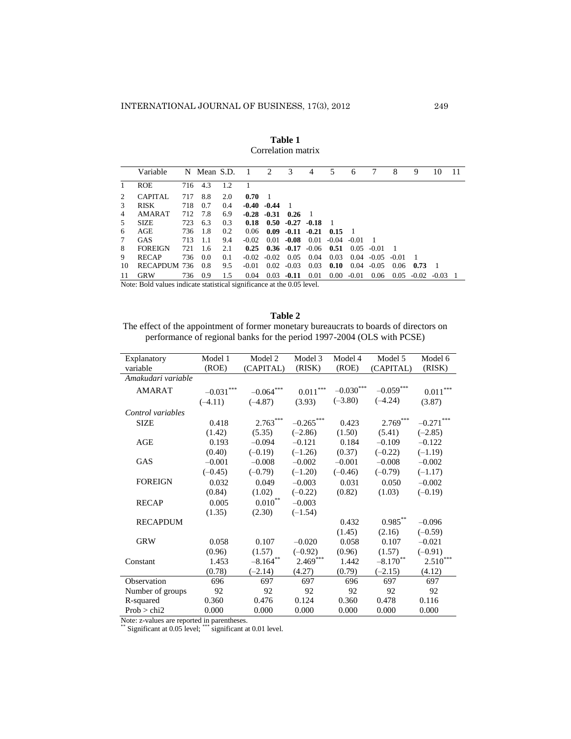**Table 1**
Correlation matrix

| | Variable | N | Mean | S.D. | 1 | 2 | 3 | 4 | 5 | 6 | 7 | 8 | 9 | 10 | 11 |
|---|---|---|---|---|---|---|---|---|---|---|---|---|---|---|---|
| 1 | ROE | 716 | 4.3 | 1.2 | 1 | | | | | | | | | | |
| 2 | CAPITAL | 717 | 8.8 | 2.0 | **0.70** | 1 | | | | | | | | | |
| 3 | RISK | 718 | 0.7 | 0.4 | **-0.40** | **-0.44** | 1 | | | | | | | | |
| 4 | AMARAT | 712 | 7.8 | 6.9 | **-0.28** | **-0.31** | **0.26** | 1 | | | | | | | |
| 5 | SIZE | 723 | 6.3 | 0.3 | **0.18** | **0.50** | **-0.27** | **-0.18** | 1 | | | | | | |
| 6 | AGE | 736 | 1.8 | 0.2 | 0.06 | **0.09** | **-0.11** | **-0.21** | **0.15** | 1 | | | | | |
| 7 | GAS | 713 | 1.1 | 9.4 | -0.02 | 0.01 | **-0.08** | 0.01 | -0.04 | -0.01 | 1 | | | | |
| 8 | FOREIGN | 721 | 1.6 | 2.1 | **0.25** | **0.36** | **-0.17** | -0.06 | **0.51** | 0.05 | -0.01 | 1 | | | |
| 9 | RECAP | 736 | 0.0 | 0.1 | -0.02 | -0.02 | 0.05 | 0.04 | 0.03 | 0.04 | -0.05 | -0.01 | 1 | | |
| 10 | RECAPDUM | 736 | 0.8 | 9.5 | -0.01 | 0.02 | -0.03 | 0.03 | **0.10** | 0.04 | -0.05 | 0.06 | **0.73** | 1 | |
| 11 | GRW | 736 | 0.9 | 1.5 | 0.04 | 0.03 | **-0.11** | 0.01 | 0.00 | -0.01 | 0.06 | 0.05 | -0.02 | -0.03 | 1 |

Note: Bold values indicate statistical significance at the 0.05 level.

**Table 2**
The effect of the appointment of former monetary bureaucrats to boards of directors on performance of regional banks for the period 1997-2004 (OLS with PCSE)

| Explanatory variable | Model 1 (ROE) | Model 2 (CAPITAL) | Model 3 (RISK) | Model 4 (ROE) | Model 5 (CAPITAL) | Model 6 (RISK) |
|---|---|---|---|---|---|---|
| *Amakudari variable* | | | | | | |
| AMARAT | –0.031*** | –0.064*** | 0.011*** | –0.030*** | –0.059*** | 0.011*** |
| | (–4.11) | (–4.87) | (3.93) | (–3.80) | (–4.24) | (3.87) |
| *Control variables* | | | | | | |
| SIZE | 0.418 | 2.763*** | –0.265*** | 0.423 | 2.769*** | –0.271*** |
| | (1.42) | (5.35) | (–2.86) | (1.50) | (5.41) | (–2.85) |
| AGE | 0.193 | –0.094 | –0.121 | 0.184 | –0.109 | –0.122 |
| | (0.40) | (–0.19) | (–1.26) | (0.37) | (–0.22) | (–1.19) |
| GAS | –0.001 | –0.008 | –0.002 | –0.001 | –0.008 | –0.002 |
| | (–0.45) | (–0.79) | (–1.20) | (–0.46) | (–0.79) | (–1.17) |
| FOREIGN | 0.032 | 0.049 | –0.003 | 0.031 | 0.050 | –0.002 |
| | (0.84) | (1.02) | (–0.22) | (0.82) | (1.03) | (–0.19) |
| RECAP | 0.005 | 0.010** | –0.003 | | | |
| | (1.35) | (2.30) | (–1.54) | | | |
| RECAPDUM | | | | 0.432 | 0.985** | –0.096 |
| | | | | (1.45) | (2.16) | (–0.59) |
| GRW | 0.058 | 0.107 | –0.020 | 0.058 | 0.107 | –0.021 |
| | (0.96) | (1.57) | (–0.92) | (0.96) | (1.57) | (–0.91) |
| Constant | 1.453 | –8.164** | 2.469*** | 1.442 | –8.170** | 2.510*** |
| | (0.78) | (–2.14) | (4.27) | (0.79) | (–2.15) | (4.12) |
| Observation | 696 | 697 | 697 | 696 | 697 | 697 |
| Number of groups | 92 | 92 | 92 | 92 | 92 | 92 |
| R-squared | 0.360 | 0.476 | 0.124 | 0.360 | 0.478 | 0.116 |
| Prob > chi2 | 0.000 | 0.000 | 0.000 | 0.000 | 0.000 | 0.000 |

Note: z-values are reported in parentheses.
** Significant at 0.05 level; *** significant at 0.01 level.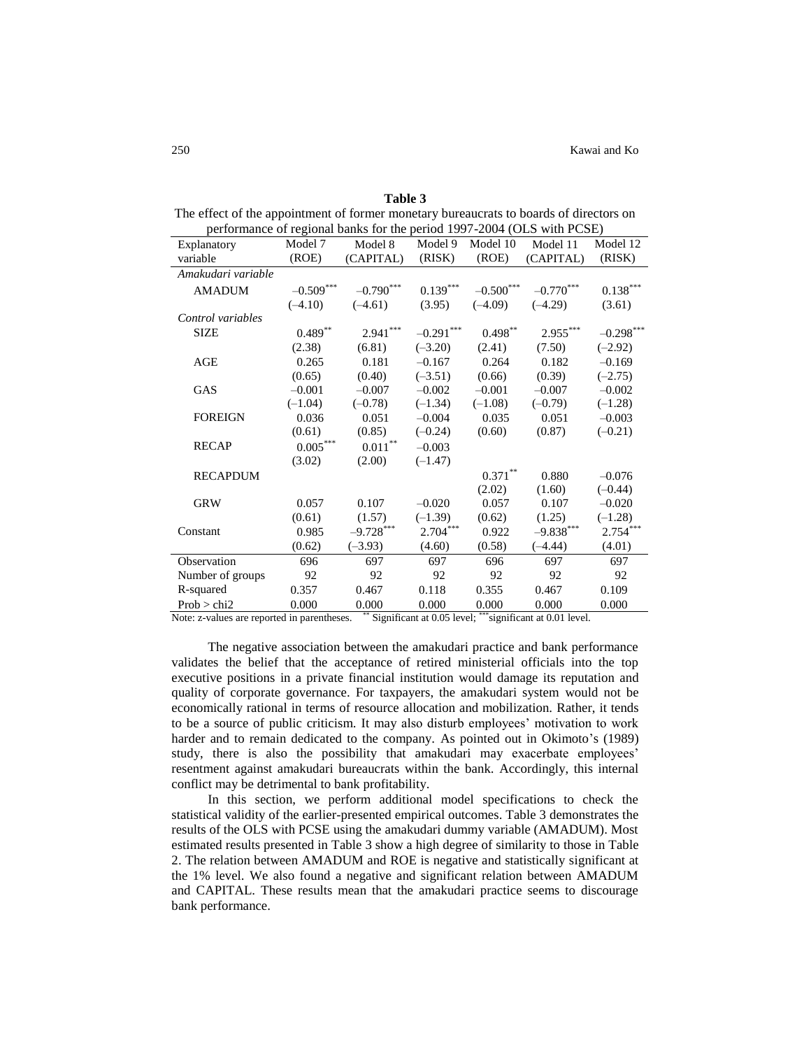**Table 3**

The effect of the appointment of former monetary bureaucrats to boards of directors on performance of regional banks for the period 1997-2004 (OLS with PCSE)

| Explanatory variable | Model 7 (ROE) | Model 8 (CAPITAL) | Model 9 (RISK) | Model 10 (ROE) | Model 11 (CAPITAL) | Model 12 (RISK) |
|---|---|---|---|---|---|---|
| *Amakudari variable* | | | | | | |
| AMADUM | –0.509*** | –0.790*** | 0.139*** | –0.500*** | –0.770*** | 0.138*** |
| | (–4.10) | (–4.61) | (3.95) | (–4.09) | (–4.29) | (3.61) |
| *Control variables* | | | | | | |
| SIZE | 0.489** | 2.941*** | –0.291*** | 0.498** | 2.955*** | –0.298*** |
| | (2.38) | (6.81) | (–3.20) | (2.41) | (7.50) | (–2.92) |
| AGE | 0.265 | 0.181 | –0.167 | 0.264 | 0.182 | –0.169 |
| | (0.65) | (0.40) | (–3.51) | (0.66) | (0.39) | (–2.75) |
| GAS | –0.001 | –0.007 | –0.002 | –0.001 | –0.007 | –0.002 |
| | (–1.04) | (–0.78) | (–1.34) | (–1.08) | (–0.79) | (–1.28) |
| FOREIGN | 0.036 | 0.051 | –0.004 | 0.035 | 0.051 | –0.003 |
| | (0.61) | (0.85) | (–0.24) | (0.60) | (0.87) | (–0.21) |
| RECAP | 0.005*** | 0.011** | –0.003 | | | |
| | (3.02) | (2.00) | (–1.47) | | | |
| RECAPDUM | | | | 0.371** | 0.880 | –0.076 |
| | | | | (2.02) | (1.60) | (–0.44) |
| GRW | 0.057 | 0.107 | –0.020 | 0.057 | 0.107 | –0.020 |
| | (0.61) | (1.57) | (–1.39) | (0.62) | (1.25) | (–1.28) |
| Constant | 0.985 | –9.728*** | 2.704*** | 0.922 | –9.838*** | 2.754*** |
| | (0.62) | (–3.93) | (4.60) | (0.58) | (–4.44) | (4.01) |
| Observation | 696 | 697 | 697 | 696 | 697 | 697 |
| Number of groups | 92 | 92 | 92 | 92 | 92 | 92 |
| R-squared | 0.357 | 0.467 | 0.118 | 0.355 | 0.467 | 0.109 |
| Prob > chi2 | 0.000 | 0.000 | 0.000 | 0.000 | 0.000 | 0.000 |

Note: z-values are reported in parentheses. ** Significant at 0.05 level; ***significant at 0.01 level.

The negative association between the amakudari practice and bank performance validates the belief that the acceptance of retired ministerial officials into the top executive positions in a private financial institution would damage its reputation and quality of corporate governance. For taxpayers, the amakudari system would not be economically rational in terms of resource allocation and mobilization. Rather, it tends to be a source of public criticism. It may also disturb employees' motivation to work harder and to remain dedicated to the company. As pointed out in Okimoto's (1989) study, there is also the possibility that amakudari may exacerbate employees' resentment against amakudari bureaucrats within the bank. Accordingly, this internal conflict may be detrimental to bank profitability.

In this section, we perform additional model specifications to check the statistical validity of the earlier-presented empirical outcomes. Table 3 demonstrates the results of the OLS with PCSE using the amakudari dummy variable (AMADUM). Most estimated results presented in Table 3 show a high degree of similarity to those in Table 2. The relation between AMADUM and ROE is negative and statistically significant at the 1% level. We also found a negative and significant relation between AMADUM and CAPITAL. These results mean that the amakudari practice seems to discourage bank performance.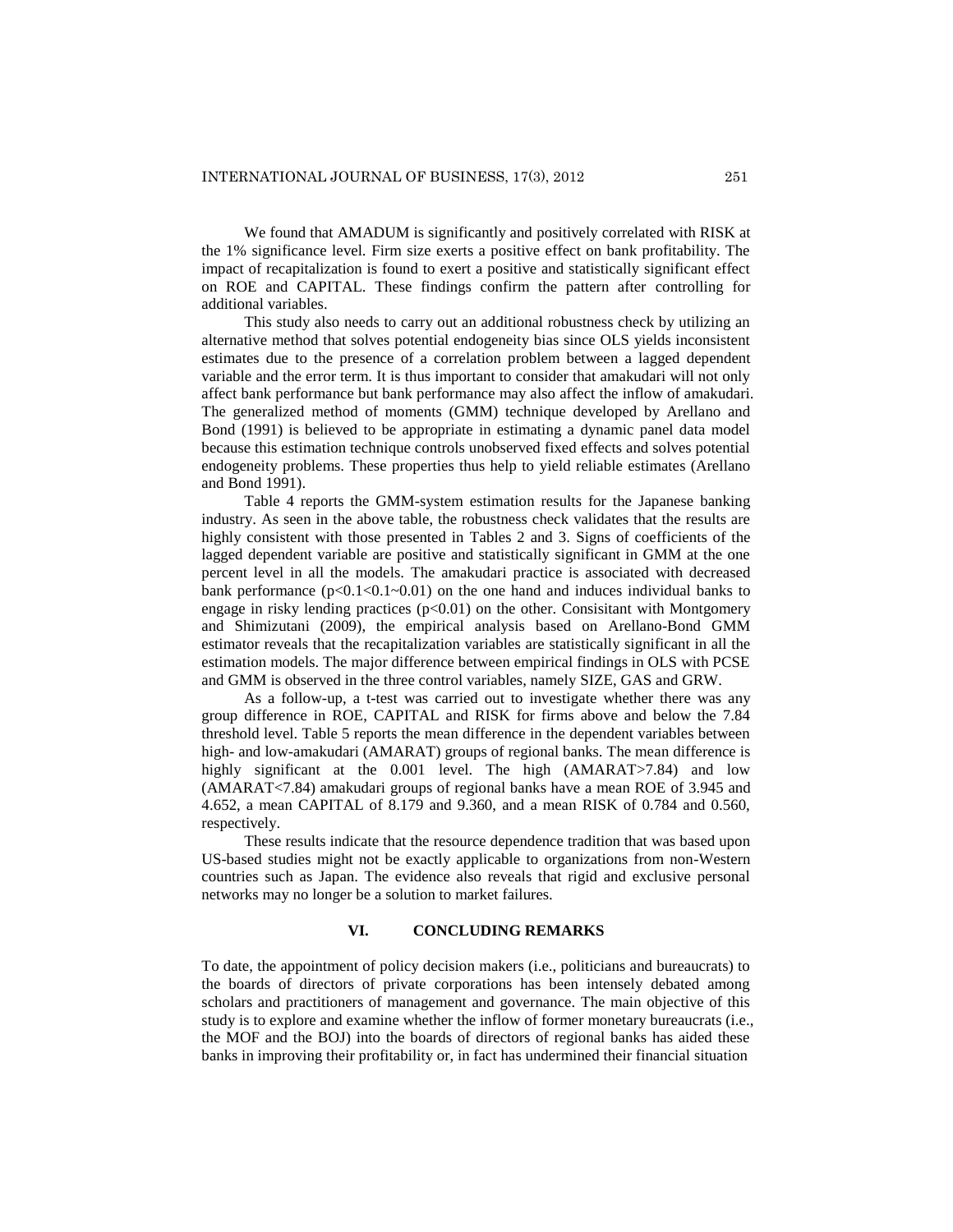We found that AMADUM is significantly and positively correlated with RISK at the 1% significance level. Firm size exerts a positive effect on bank profitability. The impact of recapitalization is found to exert a positive and statistically significant effect on ROE and CAPITAL. These findings confirm the pattern after controlling for additional variables.

This study also needs to carry out an additional robustness check by utilizing an alternative method that solves potential endogeneity bias since OLS yields inconsistent estimates due to the presence of a correlation problem between a lagged dependent variable and the error term. It is thus important to consider that amakudari will not only affect bank performance but bank performance may also affect the inflow of amakudari. The generalized method of moments (GMM) technique developed by Arellano and Bond (1991) is believed to be appropriate in estimating a dynamic panel data model because this estimation technique controls unobserved fixed effects and solves potential endogeneity problems. These properties thus help to yield reliable estimates (Arellano and Bond 1991).

Table 4 reports the GMM-system estimation results for the Japanese banking industry. As seen in the above table, the robustness check validates that the results are highly consistent with those presented in Tables 2 and 3. Signs of coefficients of the lagged dependent variable are positive and statistically significant in GMM at the one percent level in all the models. The amakudari practice is associated with decreased bank performance ($p<0.1<0.1\sim0.01$) on the one hand and induces individual banks to engage in risky lending practices ($p<0.01$) on the other. Consisitant with Montgomery and Shimizutani (2009), the empirical analysis based on Arellano-Bond GMM estimator reveals that the recapitalization variables are statistically significant in all the estimation models. The major difference between empirical findings in OLS with PCSE and GMM is observed in the three control variables, namely SIZE, GAS and GRW.

As a follow-up, a t-test was carried out to investigate whether there was any group difference in ROE, CAPITAL and RISK for firms above and below the 7.84 threshold level. Table 5 reports the mean difference in the dependent variables between high- and low-amakudari (AMARAT) groups of regional banks. The mean difference is highly significant at the 0.001 level. The high (AMARAT>7.84) and low (AMARAT<7.84) amakudari groups of regional banks have a mean ROE of 3.945 and 4.652, a mean CAPITAL of 8.179 and 9.360, and a mean RISK of 0.784 and 0.560, respectively.

These results indicate that the resource dependence tradition that was based upon US-based studies might not be exactly applicable to organizations from non-Western countries such as Japan. The evidence also reveals that rigid and exclusive personal networks may no longer be a solution to market failures.

## VI. CONCLUDING REMARKS

To date, the appointment of policy decision makers (i.e., politicians and bureaucrats) to the boards of directors of private corporations has been intensely debated among scholars and practitioners of management and governance. The main objective of this study is to explore and examine whether the inflow of former monetary bureaucrats (i.e., the MOF and the BOJ) into the boards of directors of regional banks has aided these banks in improving their profitability or, in fact has undermined their financial situation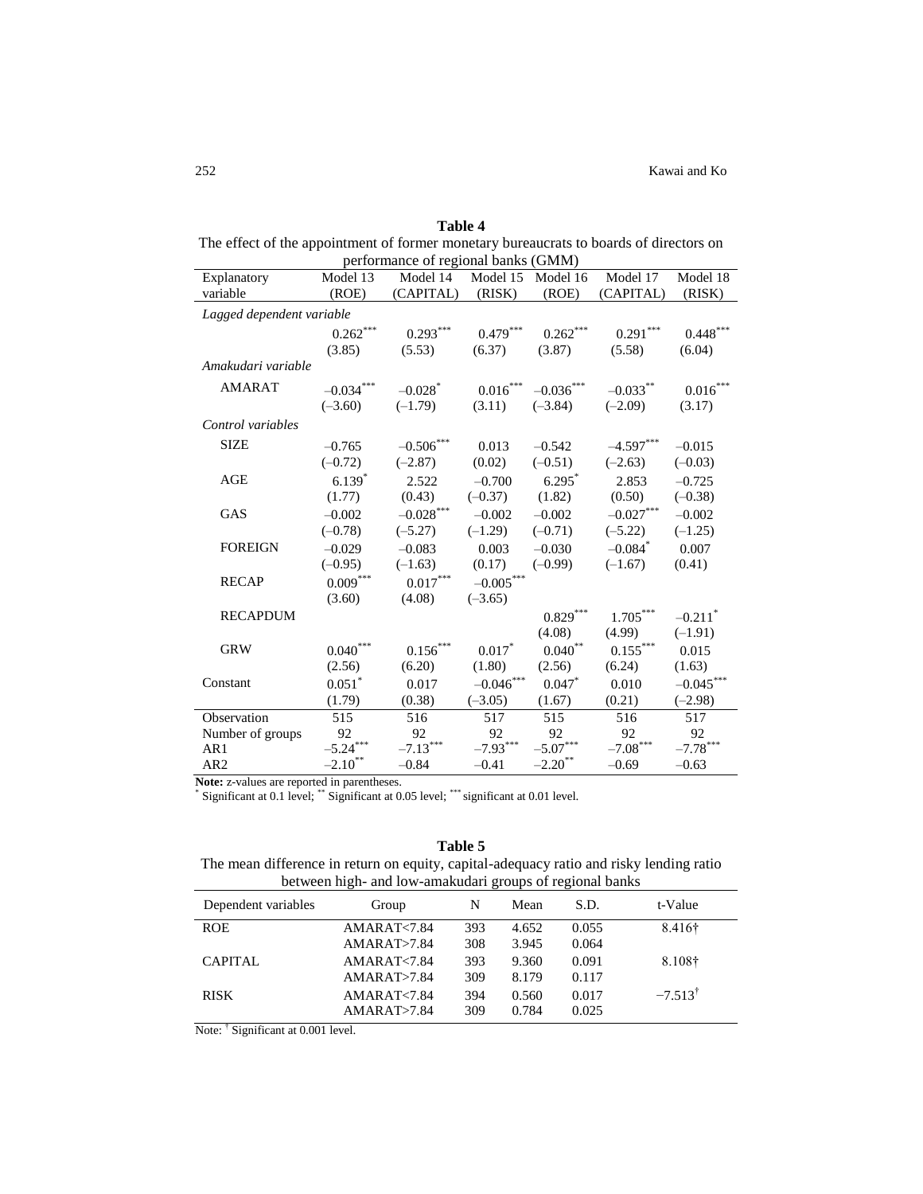**Table 4**

The effect of the appointment of former monetary bureaucrats to boards of directors on performance of regional banks (GMM)

| Explanatory variable | Model 13 (ROE) | Model 14 (CAPITAL) | Model 15 (RISK) | Model 16 (ROE) | Model 17 (CAPITAL) | Model 18 (RISK) |
|---|---|---|---|---|---|---|
| *Lagged dependent variable* | | | | | | |
| | $0.262^{***}$ | $0.293^{***}$ | $0.479^{***}$ | $0.262^{***}$ | $0.291^{***}$ | $0.448^{***}$ |
| | (3.85) | (5.53) | (6.37) | (3.87) | (5.58) | (6.04) |
| *Amakudari variable* | | | | | | |
| AMARAT | $-0.034^{***}$ | $-0.028^{*}$ | $0.016^{***}$ | $-0.036^{***}$ | $-0.033^{**}$ | $0.016^{***}$ |
| | (–3.60) | (–1.79) | (3.11) | (–3.84) | (–2.09) | (3.17) |
| *Control variables* | | | | | | |
| SIZE | –0.765 | $-0.506^{***}$ | 0.013 | –0.542 | $-4.597^{***}$ | –0.015 |
| | (–0.72) | (–2.87) | (0.02) | (–0.51) | (–2.63) | (–0.03) |
| AGE | $6.139^{*}$ | 2.522 | –0.700 | $6.295^{*}$ | 2.853 | –0.725 |
| | (1.77) | (0.43) | (–0.37) | (1.82) | (0.50) | (–0.38) |
| GAS | –0.002 | $-0.028^{***}$ | –0.002 | –0.002 | $-0.027^{***}$ | –0.002 |
| | (–0.78) | (–5.27) | (–1.29) | (–0.71) | (–5.22) | (–1.25) |
| FOREIGN | –0.029 | –0.083 | 0.003 | –0.030 | $-0.084^{*}$ | 0.007 |
| | (–0.95) | (–1.63) | (0.17) | (–0.99) | (–1.67) | (0.41) |
| RECAP | $0.009^{***}$ | $0.017^{***}$ | $-0.005^{***}$ | | | |
| | (3.60) | (4.08) | (–3.65) | | | |
| RECAPDUM | | | | $0.829^{***}$ | $1.705^{***}$ | $-0.211^{*}$ |
| | | | | (4.08) | (4.99) | (–1.91) |
| GRW | $0.040^{***}$ | $0.156^{***}$ | $0.017^{*}$ | $0.040^{**}$ | $0.155^{***}$ | 0.015 |
| | (2.56) | (6.20) | (1.80) | (2.56) | (6.24) | (1.63) |
| Constant | $0.051^{*}$ | 0.017 | $-0.046^{***}$ | $0.047^{*}$ | 0.010 | $-0.045^{***}$ |
| | (1.79) | (0.38) | (–3.05) | (1.67) | (0.21) | (–2.98) |
| Observation | 515 | 516 | 517 | 515 | 516 | 517 |
| Number of groups | 92 | 92 | 92 | 92 | 92 | 92 |
| AR1 | $-5.24^{***}$ | $-7.13^{***}$ | $-7.93^{***}$ | $-5.07^{***}$ | $-7.08^{***}$ | $-7.78^{***}$ |
| AR2 | $-2.10^{**}$ | –0.84 | –0.41 | $-2.20^{**}$ | –0.69 | –0.63 |

**Note:** z-values are reported in parentheses.
$^{*}$ Significant at 0.1 level; $^{**}$ Significant at 0.05 level; $^{***}$ significant at 0.01 level.

**Table 5**

The mean difference in return on equity, capital-adequacy ratio and risky lending ratio between high- and low-amakudari groups of regional banks

| Dependent variables | Group | N | Mean | S.D. | t-Value |
|---|---|---|---|---|---|
| ROE | AMARAT<7.84 | 393 | 4.652 | 0.055 | 8.416† |
| | AMARAT>7.84 | 308 | 3.945 | 0.064 | |
| CAPITAL | AMARAT<7.84 | 393 | 9.360 | 0.091 | 8.108† |
| | AMARAT>7.84 | 309 | 8.179 | 0.117 | |
| RISK | AMARAT<7.84 | 394 | 0.560 | 0.017 | −7.513† |
| | AMARAT>7.84 | 309 | 0.784 | 0.025 | |

Note: † Significant at 0.001 level.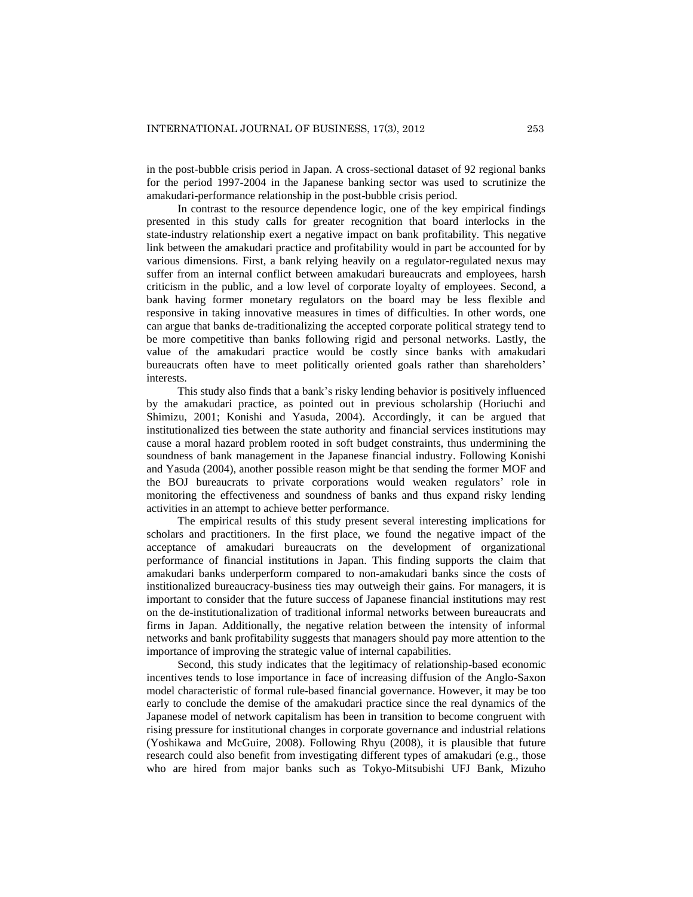in the post-bubble crisis period in Japan. A cross-sectional dataset of 92 regional banks for the period 1997-2004 in the Japanese banking sector was used to scrutinize the amakudari-performance relationship in the post-bubble crisis period.

In contrast to the resource dependence logic, one of the key empirical findings presented in this study calls for greater recognition that board interlocks in the state-industry relationship exert a negative impact on bank profitability. This negative link between the amakudari practice and profitability would in part be accounted for by various dimensions. First, a bank relying heavily on a regulator-regulated nexus may suffer from an internal conflict between amakudari bureaucrats and employees, harsh criticism in the public, and a low level of corporate loyalty of employees. Second, a bank having former monetary regulators on the board may be less flexible and responsive in taking innovative measures in times of difficulties. In other words, one can argue that banks de-traditionalizing the accepted corporate political strategy tend to be more competitive than banks following rigid and personal networks. Lastly, the value of the amakudari practice would be costly since banks with amakudari bureaucrats often have to meet politically oriented goals rather than shareholders' interests.

This study also finds that a bank's risky lending behavior is positively influenced by the amakudari practice, as pointed out in previous scholarship (Horiuchi and Shimizu, 2001; Konishi and Yasuda, 2004). Accordingly, it can be argued that institutionalized ties between the state authority and financial services institutions may cause a moral hazard problem rooted in soft budget constraints, thus undermining the soundness of bank management in the Japanese financial industry. Following Konishi and Yasuda (2004), another possible reason might be that sending the former MOF and the BOJ bureaucrats to private corporations would weaken regulators' role in monitoring the effectiveness and soundness of banks and thus expand risky lending activities in an attempt to achieve better performance.

The empirical results of this study present several interesting implications for scholars and practitioners. In the first place, we found the negative impact of the acceptance of amakudari bureaucrats on the development of organizational performance of financial institutions in Japan. This finding supports the claim that amakudari banks underperform compared to non-amakudari banks since the costs of institionalized bureaucracy-business ties may outweigh their gains. For managers, it is important to consider that the future success of Japanese financial institutions may rest on the de-institutionalization of traditional informal networks between bureaucrats and firms in Japan. Additionally, the negative relation between the intensity of informal networks and bank profitability suggests that managers should pay more attention to the importance of improving the strategic value of internal capabilities.

Second, this study indicates that the legitimacy of relationship-based economic incentives tends to lose importance in face of increasing diffusion of the Anglo-Saxon model characteristic of formal rule-based financial governance. However, it may be too early to conclude the demise of the amakudari practice since the real dynamics of the Japanese model of network capitalism has been in transition to become congruent with rising pressure for institutional changes in corporate governance and industrial relations (Yoshikawa and McGuire, 2008). Following Rhyu (2008), it is plausible that future research could also benefit from investigating different types of amakudari (e.g., those who are hired from major banks such as Tokyo-Mitsubishi UFJ Bank, Mizuho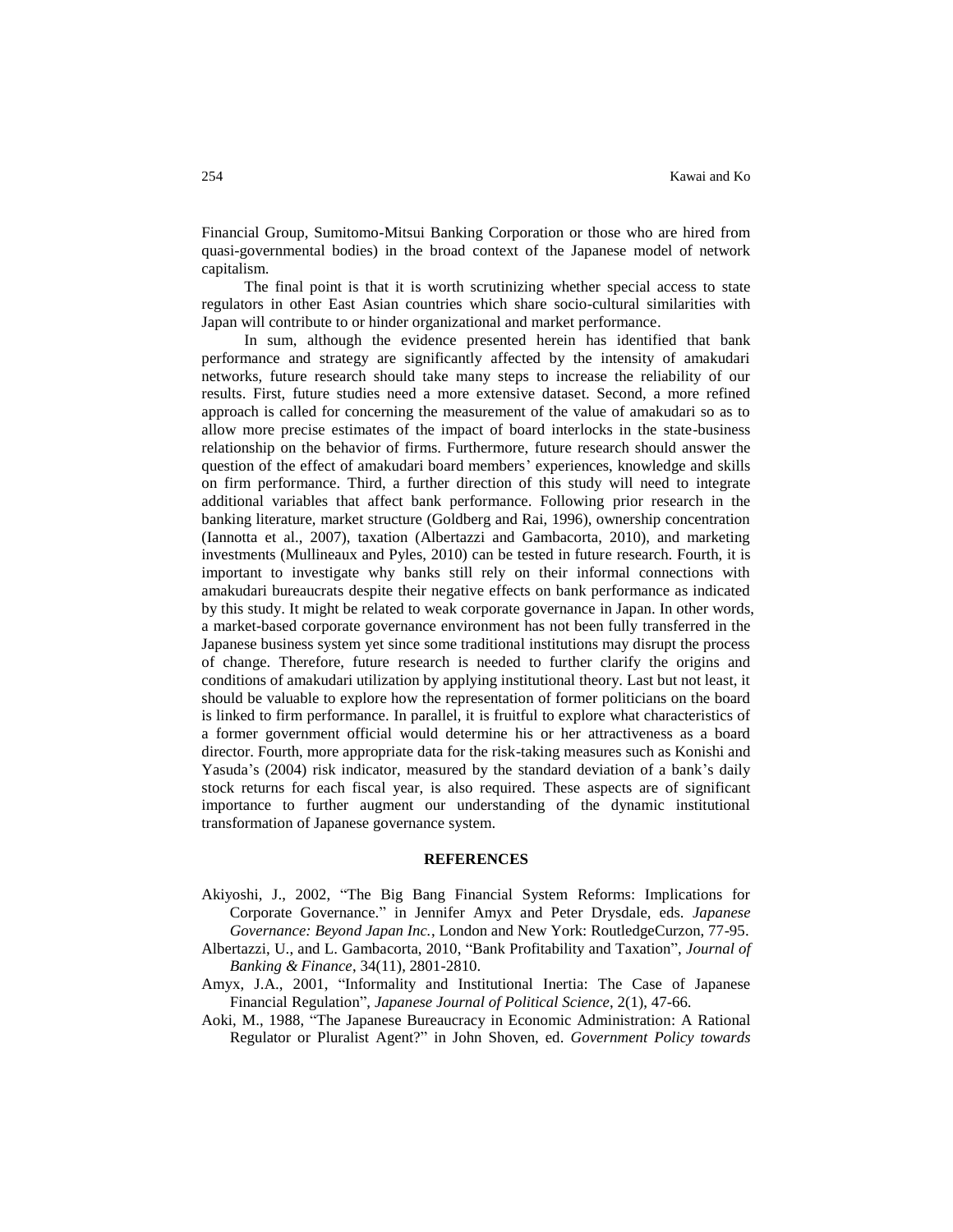Financial Group, Sumitomo-Mitsui Banking Corporation or those who are hired from quasi-governmental bodies) in the broad context of the Japanese model of network capitalism.

The final point is that it is worth scrutinizing whether special access to state regulators in other East Asian countries which share socio-cultural similarities with Japan will contribute to or hinder organizational and market performance.

In sum, although the evidence presented herein has identified that bank performance and strategy are significantly affected by the intensity of amakudari networks, future research should take many steps to increase the reliability of our results. First, future studies need a more extensive dataset. Second, a more refined approach is called for concerning the measurement of the value of amakudari so as to allow more precise estimates of the impact of board interlocks in the state-business relationship on the behavior of firms. Furthermore, future research should answer the question of the effect of amakudari board members' experiences, knowledge and skills on firm performance. Third, a further direction of this study will need to integrate additional variables that affect bank performance. Following prior research in the banking literature, market structure (Goldberg and Rai, 1996), ownership concentration (Iannotta et al., 2007), taxation (Albertazzi and Gambacorta, 2010), and marketing investments (Mullineaux and Pyles, 2010) can be tested in future research. Fourth, it is important to investigate why banks still rely on their informal connections with amakudari bureaucrats despite their negative effects on bank performance as indicated by this study. It might be related to weak corporate governance in Japan. In other words, a market-based corporate governance environment has not been fully transferred in the Japanese business system yet since some traditional institutions may disrupt the process of change. Therefore, future research is needed to further clarify the origins and conditions of amakudari utilization by applying institutional theory. Last but not least, it should be valuable to explore how the representation of former politicians on the board is linked to firm performance. In parallel, it is fruitful to explore what characteristics of a former government official would determine his or her attractiveness as a board director. Fourth, more appropriate data for the risk-taking measures such as Konishi and Yasuda's (2004) risk indicator, measured by the standard deviation of a bank's daily stock returns for each fiscal year, is also required. These aspects are of significant importance to further augment our understanding of the dynamic institutional transformation of Japanese governance system.

## REFERENCES

Akiyoshi, J., 2002, "The Big Bang Financial System Reforms: Implications for Corporate Governance." in Jennifer Amyx and Peter Drysdale, eds. *Japanese Governance: Beyond Japan Inc.*, London and New York: RoutledgeCurzon, 77-95.

Albertazzi, U., and L. Gambacorta, 2010, "Bank Profitability and Taxation", *Journal of Banking & Finance*, 34(11), 2801-2810.

Amyx, J.A., 2001, "Informality and Institutional Inertia: The Case of Japanese Financial Regulation", *Japanese Journal of Political Science*, 2(1), 47-66.

Aoki, M., 1988, "The Japanese Bureaucracy in Economic Administration: A Rational Regulator or Pluralist Agent?" in John Shoven, ed. *Government Policy towards*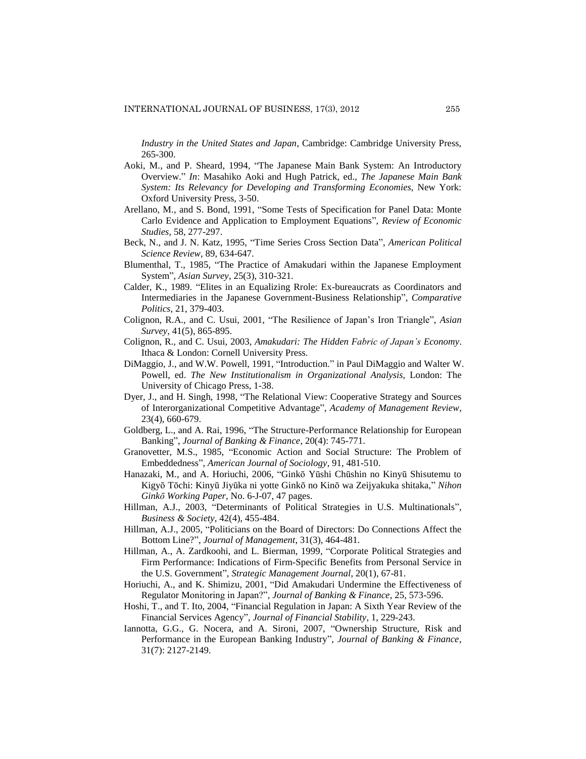*Industry in the United States and Japan*, Cambridge: Cambridge University Press, 265-300.

Aoki, M., and P. Sheard, 1994, "The Japanese Main Bank System: An Introductory Overview." *In*: Masahiko Aoki and Hugh Patrick, ed., *The Japanese Main Bank System: Its Relevancy for Developing and Transforming Economies*, New York: Oxford University Press, 3-50.

Arellano, M., and S. Bond, 1991, "Some Tests of Specification for Panel Data: Monte Carlo Evidence and Application to Employment Equations", *Review of Economic Studies*, 58, 277-297.

Beck, N., and J. N. Katz, 1995, "Time Series Cross Section Data", *American Political Science Review*, 89, 634-647.

Blumenthal, T., 1985, "The Practice of Amakudari within the Japanese Employment System", *Asian Survey*, 25(3), 310-321.

Calder, K., 1989. "Elites in an Equalizing Rrole: Ex-bureaucrats as Coordinators and Intermediaries in the Japanese Government-Business Relationship", *Comparative Politics*, 21, 379-403.

Colignon, R.A., and C. Usui, 2001, "The Resilience of Japan's Iron Triangle", *Asian Survey*, 41(5), 865-895.

Colignon, R., and C. Usui, 2003, *Amakudari: The Hidden Fabric of Japan's Economy*. Ithaca & London: Cornell University Press.

DiMaggio, J., and W.W. Powell, 1991, "Introduction." in Paul DiMaggio and Walter W. Powell, ed. *The New Institutionalism in Organizational Analysis*, London: The University of Chicago Press, 1-38.

Dyer, J., and H. Singh, 1998, "The Relational View: Cooperative Strategy and Sources of Interorganizational Competitive Advantage", *Academy of Management Review*, 23(4), 660-679.

Goldberg, L., and A. Rai, 1996, "The Structure-Performance Relationship for European Banking", *Journal of Banking & Finance*, 20(4): 745-771.

Granovetter, M.S., 1985, "Economic Action and Social Structure: The Problem of Embeddedness", *American Journal of Sociology*, 91, 481-510.

Hanazaki, M., and A. Horiuchi, 2006, "Ginkō Yūshi Chūshin no Kinyū Shisutemu to Kigyō Tōchi: Kinyū Jiyūka ni yotte Ginkō no Kinō wa Zeijyakuka shitaka," *Nihon Ginkō Working Paper*, No. 6-J-07, 47 pages.

Hillman, A.J., 2003, "Determinants of Political Strategies in U.S. Multinationals", *Business & Society*, 42(4), 455-484.

Hillman, A.J., 2005, "Politicians on the Board of Directors: Do Connections Affect the Bottom Line?", *Journal of Management*, 31(3), 464-481.

Hillman, A., A. Zardkoohi, and L. Bierman, 1999, "Corporate Political Strategies and Firm Performance: Indications of Firm-Specific Benefits from Personal Service in the U.S. Government", *Strategic Management Journal*, 20(1), 67-81.

Horiuchi, A., and K. Shimizu, 2001, "Did Amakudari Undermine the Effectiveness of Regulator Monitoring in Japan?", *Journal of Banking & Finance*, 25, 573-596.

Hoshi, T., and T. Ito, 2004, "Financial Regulation in Japan: A Sixth Year Review of the Financial Services Agency", *Journal of Financial Stability*, 1, 229-243.

Iannotta, G.G., G. Nocera, and A. Sironi, 2007, "Ownership Structure, Risk and Performance in the European Banking Industry", *Journal of Banking & Finance*, 31(7): 2127-2149.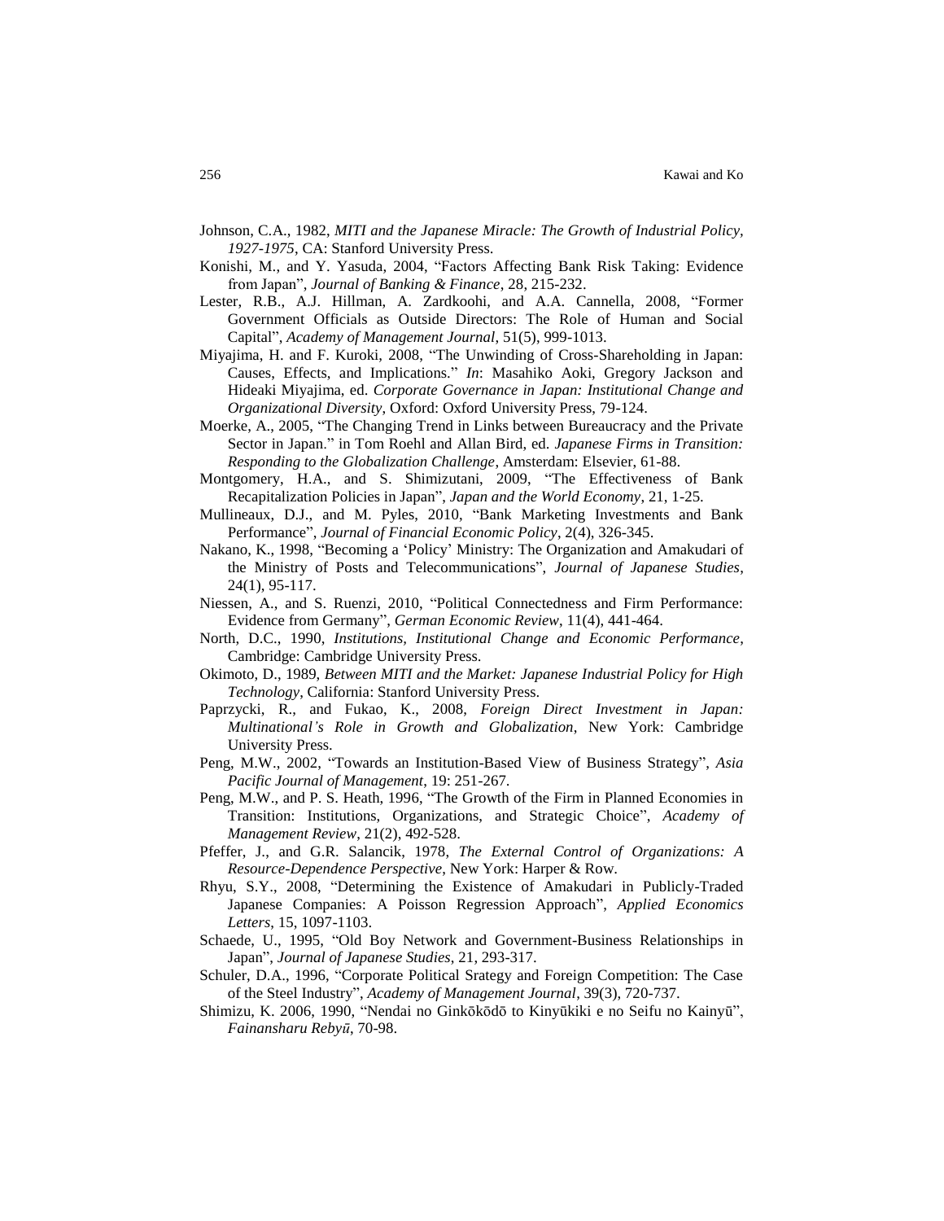Johnson, C.A., 1982, *MITI and the Japanese Miracle: The Growth of Industrial Policy, 1927-1975*, CA: Stanford University Press.

Konishi, M., and Y. Yasuda, 2004, "Factors Affecting Bank Risk Taking: Evidence from Japan", *Journal of Banking & Finance*, 28, 215-232.

Lester, R.B., A.J. Hillman, A. Zardkoohi, and A.A. Cannella, 2008, "Former Government Officials as Outside Directors: The Role of Human and Social Capital", *Academy of Management Journal*, 51(5), 999-1013.

Miyajima, H. and F. Kuroki, 2008, "The Unwinding of Cross-Shareholding in Japan: Causes, Effects, and Implications." *In*: Masahiko Aoki, Gregory Jackson and Hideaki Miyajima, ed. *Corporate Governance in Japan: Institutional Change and Organizational Diversity*, Oxford: Oxford University Press, 79-124.

Moerke, A., 2005, "The Changing Trend in Links between Bureaucracy and the Private Sector in Japan." in Tom Roehl and Allan Bird, ed. *Japanese Firms in Transition: Responding to the Globalization Challenge*, Amsterdam: Elsevier, 61-88.

Montgomery, H.A., and S. Shimizutani, 2009, "The Effectiveness of Bank Recapitalization Policies in Japan", *Japan and the World Economy*, 21, 1-25.

Mullineaux, D.J., and M. Pyles, 2010, "Bank Marketing Investments and Bank Performance", *Journal of Financial Economic Policy*, 2(4), 326-345.

Nakano, K., 1998, "Becoming a 'Policy' Ministry: The Organization and Amakudari of the Ministry of Posts and Telecommunications", *Journal of Japanese Studies*, 24(1), 95-117.

Niessen, A., and S. Ruenzi, 2010, "Political Connectedness and Firm Performance: Evidence from Germany", *German Economic Review*, 11(4), 441-464.

North, D.C., 1990, *Institutions, Institutional Change and Economic Performance*, Cambridge: Cambridge University Press.

Okimoto, D., 1989, *Between MITI and the Market: Japanese Industrial Policy for High Technology*, California: Stanford University Press.

Paprzycki, R., and Fukao, K., 2008, *Foreign Direct Investment in Japan: Multinational's Role in Growth and Globalization*, New York: Cambridge University Press.

Peng, M.W., 2002, "Towards an Institution-Based View of Business Strategy", *Asia Pacific Journal of Management*, 19: 251-267.

Peng, M.W., and P. S. Heath, 1996, "The Growth of the Firm in Planned Economies in Transition: Institutions, Organizations, and Strategic Choice", *Academy of Management Review*, 21(2), 492-528.

Pfeffer, J., and G.R. Salancik, 1978, *The External Control of Organizations: A Resource-Dependence Perspective*, New York: Harper & Row.

Rhyu, S.Y., 2008, "Determining the Existence of Amakudari in Publicly-Traded Japanese Companies: A Poisson Regression Approach", *Applied Economics Letters*, 15, 1097-1103.

Schaede, U., 1995, "Old Boy Network and Government-Business Relationships in Japan", *Journal of Japanese Studies*, 21, 293-317.

Schuler, D.A., 1996, "Corporate Political Srategy and Foreign Competition: The Case of the Steel Industry", *Academy of Management Journal*, 39(3), 720-737.

Shimizu, K. 2006, 1990, "Nendai no Ginkōkōdō to Kinyūkiki e no Seifu no Kainyū", *Fainansharu Rebyū*, 70-98.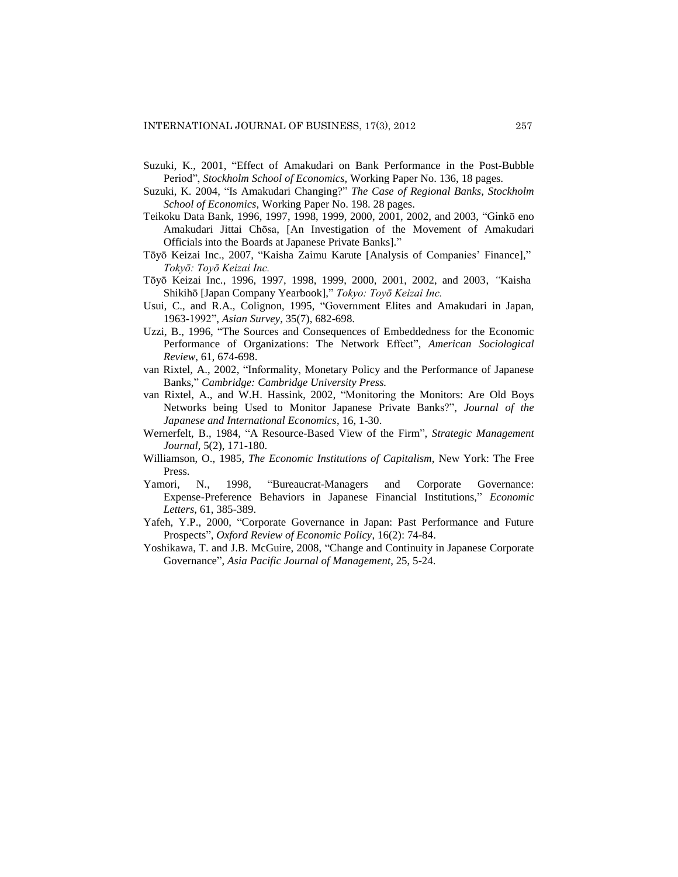Suzuki, K., 2001, "Effect of Amakudari on Bank Performance in the Post-Bubble Period", *Stockholm School of Economics*, Working Paper No. 136, 18 pages.

Suzuki, K. 2004, "Is Amakudari Changing?" *The Case of Regional Banks, Stockholm School of Economics,* Working Paper No. 198. 28 pages.

Teikoku Data Bank, 1996, 1997, 1998, 1999, 2000, 2001, 2002, and 2003, "Ginkō eno Amakudari Jittai Chōsa, [An Investigation of the Movement of Amakudari Officials into the Boards at Japanese Private Banks]."

Tōyō Keizai Inc., 2007, "Kaisha Zaimu Karute [Analysis of Companies' Finance]," *Tokyō: Toyō Keizai Inc.*

Tōyō Keizai Inc., 1996, 1997, 1998, 1999, 2000, 2001, 2002, and 2003, "Kaisha Shikihō [Japan Company Yearbook]," *Tokyo: Toyō Keizai Inc.*

Usui, C., and R.A., Colignon, 1995, "Government Elites and Amakudari in Japan, 1963-1992", *Asian Survey*, 35(7), 682-698.

Uzzi, B., 1996, "The Sources and Consequences of Embeddedness for the Economic Performance of Organizations: The Network Effect", *American Sociological Review*, 61, 674-698.

van Rixtel, A., 2002, "Informality, Monetary Policy and the Performance of Japanese Banks," *Cambridge: Cambridge University Press.*

van Rixtel, A., and W.H. Hassink, 2002, "Monitoring the Monitors: Are Old Boys Networks being Used to Monitor Japanese Private Banks?", *Journal of the Japanese and International Economics*, 16, 1-30.

Wernerfelt, B., 1984, "A Resource-Based View of the Firm", *Strategic Management Journal*, 5(2), 171-180.

Williamson, O., 1985, *The Economic Institutions of Capitalism*, New York: The Free Press.

Yamori, N., 1998, "Bureaucrat-Managers and Corporate Governance: Expense-Preference Behaviors in Japanese Financial Institutions," *Economic Letters*, 61, 385-389.

Yafeh, Y.P., 2000, "Corporate Governance in Japan: Past Performance and Future Prospects", *Oxford Review of Economic Policy*, 16(2): 74-84.

Yoshikawa, T. and J.B. McGuire, 2008, "Change and Continuity in Japanese Corporate Governance", *Asia Pacific Journal of Management*, 25, 5-24.